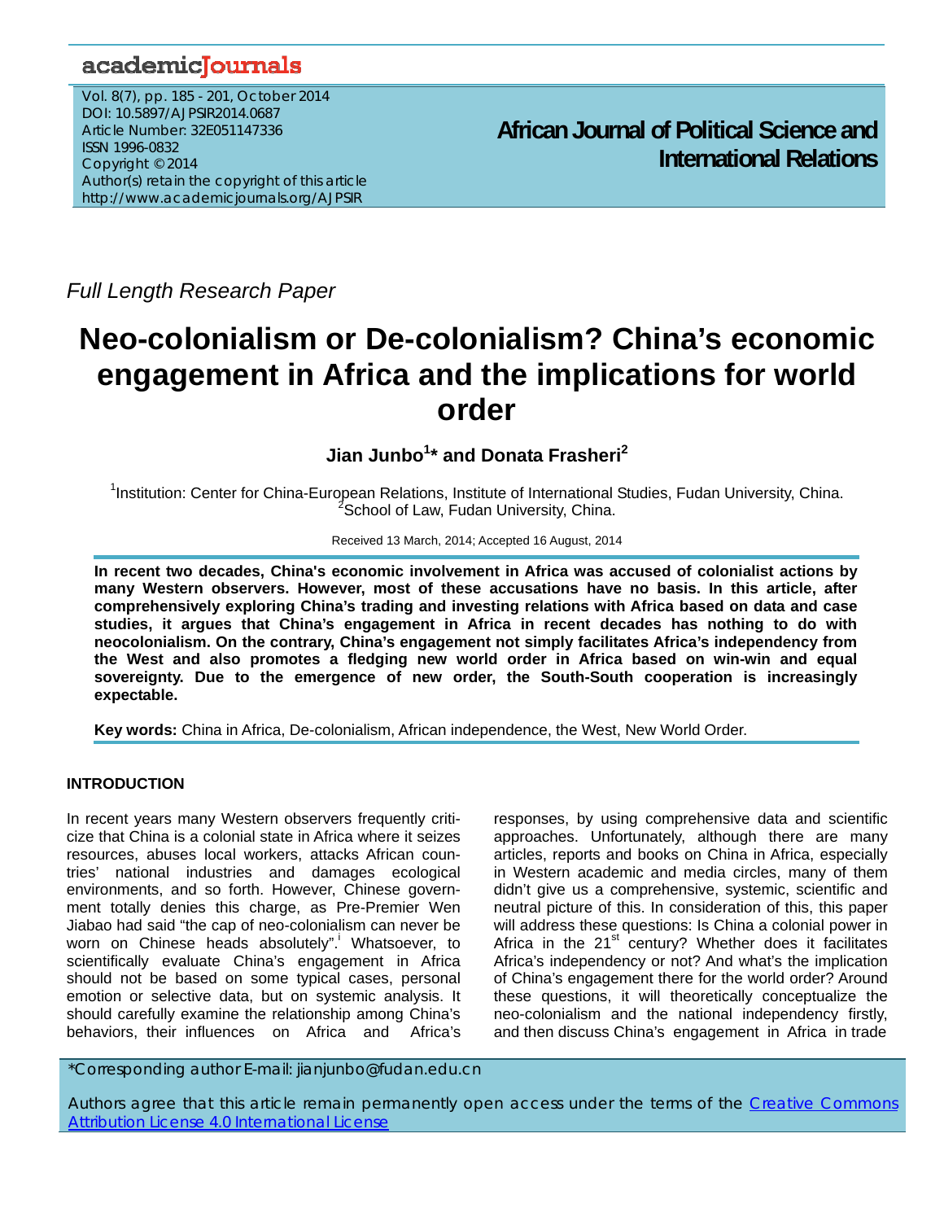academicJournals

Vol. 8(7), pp. 185 - 201, October 2014
DOI: 10.5897/AJPSIR2014.0687
Article Number: 32E051147336
ISSN 1996-0832
Copyright © 2014
Author(s) retain the copyright of this article
http://www.academicjournals.org/AJPSIR

**African Journal of Political Science and International Relations**

*Full Length Research Paper*

# Neo-colonialism or De-colonialism? China's economic engagement in Africa and the implications for world order

**Jian Junbo[1]* and Donata Frasheri[2]**

[1]Institution: Center for China-European Relations, Institute of International Studies, Fudan University, China.
[2]School of Law, Fudan University, China.

Received 13 March, 2014; Accepted 16 August, 2014

**In recent two decades, China's economic involvement in Africa was accused of colonialist actions by many Western observers. However, most of these accusations have no basis. In this article, after comprehensively exploring China's trading and investing relations with Africa based on data and case studies, it argues that China's engagement in Africa in recent decades has nothing to do with neocolonialism. On the contrary, China's engagement not simply facilitates Africa's independency from the West and also promotes a fledging new world order in Africa based on win-win and equal sovereignty. Due to the emergence of new order, the South-South cooperation is increasingly expectable.**

**Key words:** China in Africa, De-colonialism, African independence, the West, New World Order.

## INTRODUCTION

In recent years many Western observers frequently criticize that China is a colonial state in Africa where it seizes resources, abuses local workers, attacks African countries' national industries and damages ecological environments, and so forth. However, Chinese government totally denies this charge, as Pre-Premier Wen Jiabao had said "the cap of neo-colonialism can never be worn on Chinese heads absolutely".[i] Whatsoever, to scientifically evaluate China's engagement in Africa should not be based on some typical cases, personal emotion or selective data, but on systemic analysis. It should carefully examine the relationship among China's behaviors, their influences on Africa and Africa's responses, by using comprehensive data and scientific approaches. Unfortunately, although there are many articles, reports and books on China in Africa, especially in Western academic and media circles, many of them didn't give us a comprehensive, systemic, scientific and neutral picture of this. In consideration of this, this paper will address these questions: Is China a colonial power in Africa in the 21[st] century? Whether does it facilitates Africa's independency or not? And what's the implication of China's engagement there for the world order? Around these questions, it will theoretically conceptualize the neo-colonialism and the national independency firstly, and then discuss China's engagement in Africa in trade

*Corresponding author E-mail: jianjunbo@fudan.edu.cn

Authors agree that this article remain permanently open access under the terms of the Creative Commons Attribution License 4.0 International License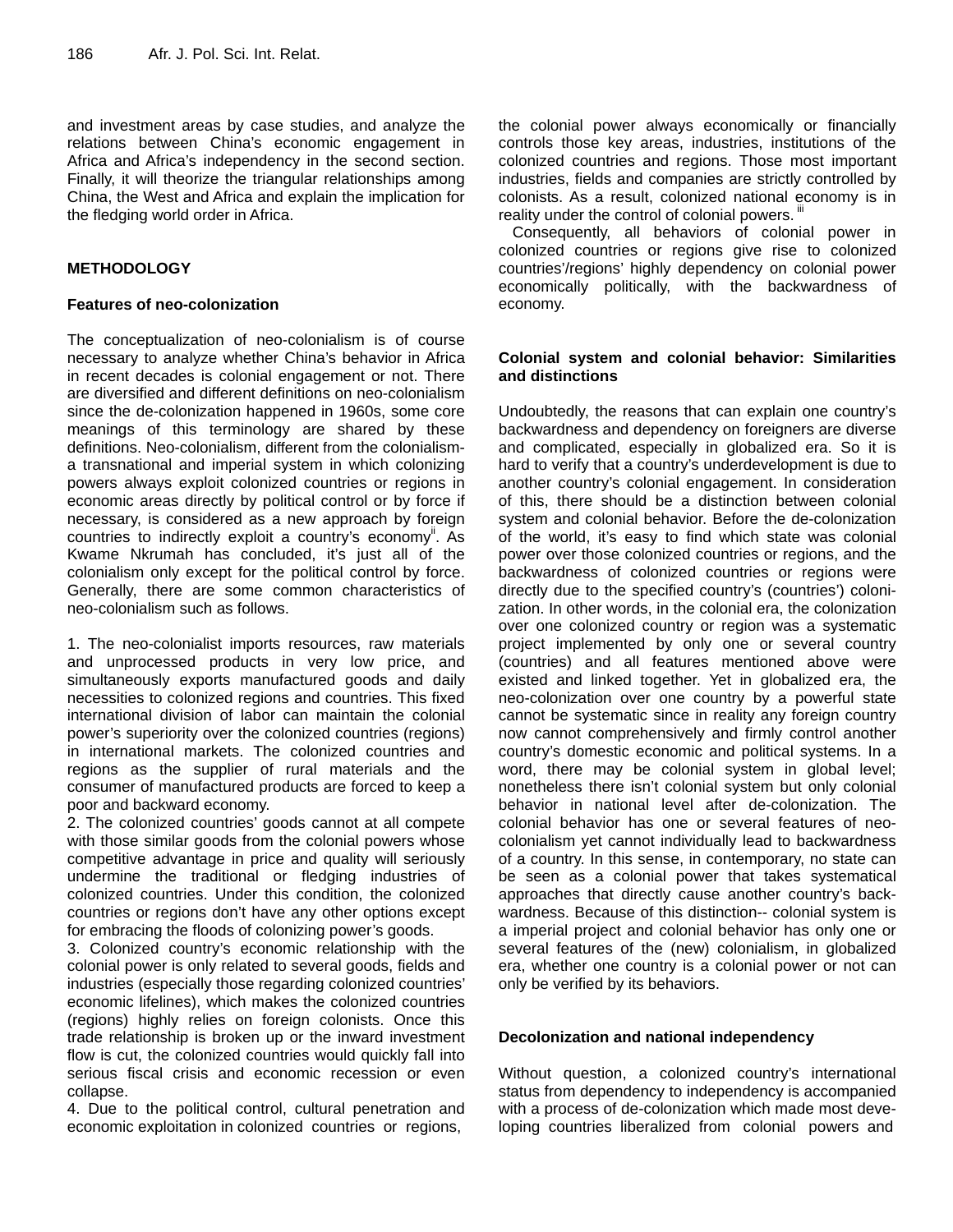and investment areas by case studies, and analyze the relations between China's economic engagement in Africa and Africa's independency in the second section. Finally, it will theorize the triangular relationships among China, the West and Africa and explain the implication for the fledging world order in Africa.

## METHODOLOGY

### Features of neo-colonization

The conceptualization of neo-colonialism is of course necessary to analyze whether China's behavior in Africa in recent decades is colonial engagement or not. There are diversified and different definitions on neo-colonialism since the de-colonization happened in 1960s, some core meanings of this terminology are shared by these definitions. Neo-colonialism, different from the colonialism- a transnational and imperial system in which colonizing powers always exploit colonized countries or regions in economic areas directly by political control or by force if necessary, is considered as a new approach by foreign countries to indirectly exploit a country's economy[ii]. As Kwame Nkrumah has concluded, it's just all of the colonialism only except for the political control by force. Generally, there are some common characteristics of neo-colonialism such as follows.

1. The neo-colonialist imports resources, raw materials and unprocessed products in very low price, and simultaneously exports manufactured goods and daily necessities to colonized regions and countries. This fixed international division of labor can maintain the colonial power's superiority over the colonized countries (regions) in international markets. The colonized countries and regions as the supplier of rural materials and the consumer of manufactured products are forced to keep a poor and backward economy.
2. The colonized countries' goods cannot at all compete with those similar goods from the colonial powers whose competitive advantage in price and quality will seriously undermine the traditional or fledging industries of colonized countries. Under this condition, the colonized countries or regions don't have any other options except for embracing the floods of colonizing power's goods.
3. Colonized country's economic relationship with the colonial power is only related to several goods, fields and industries (especially those regarding colonized countries' economic lifelines), which makes the colonized countries (regions) highly relies on foreign colonists. Once this trade relationship is broken up or the inward investment flow is cut, the colonized countries would quickly fall into serious fiscal crisis and economic recession or even collapse.
4. Due to the political control, cultural penetration and economic exploitation in colonized countries or regions, the colonial power always economically or financially controls those key areas, industries, institutions of the colonized countries and regions. Those most important industries, fields and companies are strictly controlled by colonists. As a result, colonized national economy is in reality under the control of colonial powers.[iii]

Consequently, all behaviors of colonial power in colonized countries or regions give rise to colonized countries'/regions' highly dependency on colonial power economically politically, with the backwardness of economy.

### Colonial system and colonial behavior: Similarities and distinctions

Undoubtedly, the reasons that can explain one country's backwardness and dependency on foreigners are diverse and complicated, especially in globalized era. So it is hard to verify that a country's underdevelopment is due to another country's colonial engagement. In consideration of this, there should be a distinction between colonial system and colonial behavior. Before the de-colonization of the world, it's easy to find which state was colonial power over those colonized countries or regions, and the backwardness of colonized countries or regions were directly due to the specified country's (countries') colonization. In other words, in the colonial era, the colonization over one colonized country or region was a systematic project implemented by only one or several country (countries) and all features mentioned above were existed and linked together. Yet in globalized era, the neo-colonization over one country by a powerful state cannot be systematic since in reality any foreign country now cannot comprehensively and firmly control another country's domestic economic and political systems. In a word, there may be colonial system in global level; nonetheless there isn't colonial system but only colonial behavior in national level after de-colonization. The colonial behavior has one or several features of neo-colonialism yet cannot individually lead to backwardness of a country. In this sense, in contemporary, no state can be seen as a colonial power that takes systematical approaches that directly cause another country's backwardness. Because of this distinction-- colonial system is a imperial project and colonial behavior has only one or several features of the (new) colonialism, in globalized era, whether one country is a colonial power or not can only be verified by its behaviors.

### Decolonization and national independency

Without question, a colonized country's international status from dependency to independency is accompanied with a process of de-colonization which made most developing countries liberalized from colonial powers and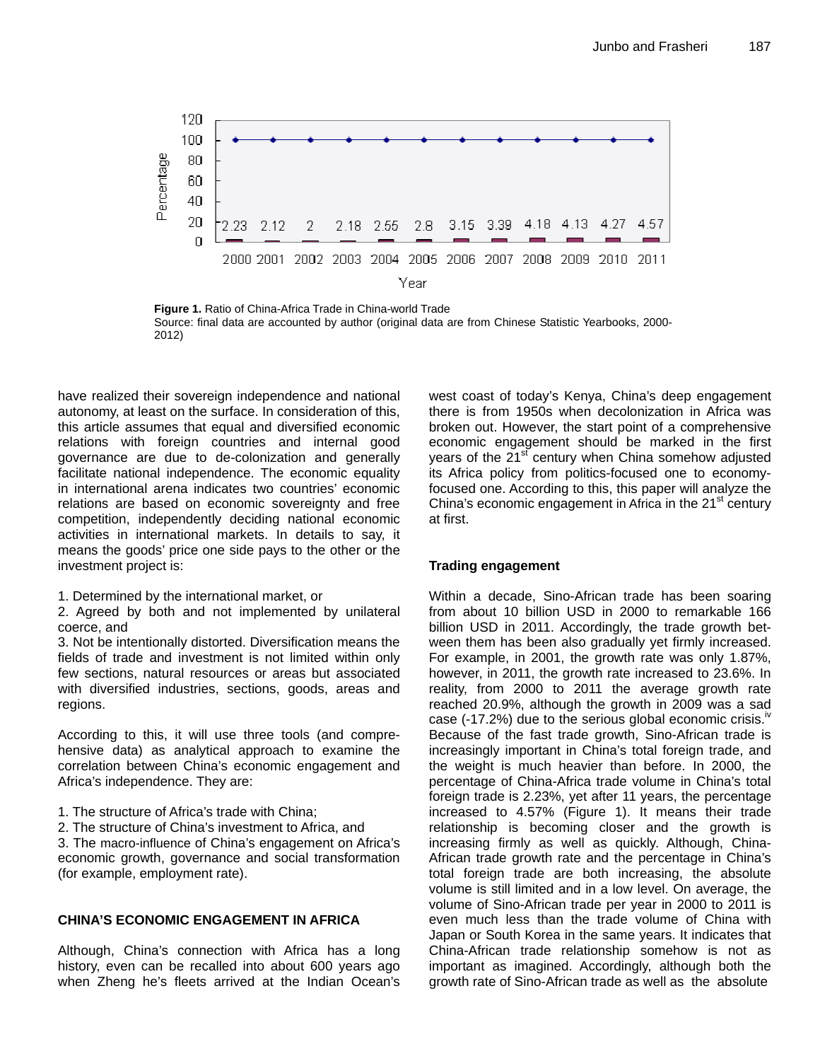Figure 1. Ratio of China-Africa Trade in China-world Trade
Source: final data are accounted by author (original data are from Chinese Statistic Yearbooks, 2000-2012)

have realized their sovereign independence and national autonomy, at least on the surface. In consideration of this, this article assumes that equal and diversified economic relations with foreign countries and internal good governance are due to de-colonization and generally facilitate national independence. The economic equality in international arena indicates two countries' economic relations are based on economic sovereignty and free competition, independently deciding national economic activities in international markets. In details to say, it means the goods' price one side pays to the other or the investment project is:

1. Determined by the international market, or
2. Agreed by both and not implemented by unilateral coerce, and
3. Not be intentionally distorted. Diversification means the fields of trade and investment is not limited within only few sections, natural resources or areas but associated with diversified industries, sections, goods, areas and regions.

According to this, it will use three tools (and comprehensive data) as analytical approach to examine the correlation between China's economic engagement and Africa's independence. They are:

1. The structure of Africa's trade with China;
2. The structure of China's investment to Africa, and
3. The macro-influence of China's engagement on Africa's economic growth, governance and social transformation (for example, employment rate).

## CHINA'S ECONOMIC ENGAGEMENT IN AFRICA

Although, China's connection with Africa has a long history, even can be recalled into about 600 years ago when Zheng he's fleets arrived at the Indian Ocean's west coast of today's Kenya, China's deep engagement there is from 1950s when decolonization in Africa was broken out. However, the start point of a comprehensive economic engagement should be marked in the first years of the 21st century when China somehow adjusted its Africa policy from politics-focused one to economy-focused one. According to this, this paper will analyze the China's economic engagement in Africa in the 21st century at first.

### Trading engagement

Within a decade, Sino-African trade has been soaring from about 10 billion USD in 2000 to remarkable 166 billion USD in 2011. Accordingly, the trade growth between them has been also gradually yet firmly increased. For example, in 2001, the growth rate was only 1.87%, however, in 2011, the growth rate increased to 23.6%. In reality, from 2000 to 2011 the average growth rate reached 20.9%, although the growth in 2009 was a sad case (-17.2%) due to the serious global economic crisis.[iv] Because of the fast trade growth, Sino-African trade is increasingly important in China's total foreign trade, and the weight is much heavier than before. In 2000, the percentage of China-Africa trade volume in China's total foreign trade is 2.23%, yet after 11 years, the percentage increased to 4.57% (Figure 1). It means their trade relationship is becoming closer and the growth is increasing firmly as well as quickly. Although, China-African trade growth rate and the percentage in China's total foreign trade are both increasing, the absolute volume is still limited and in a low level. On average, the volume of Sino-African trade per year in 2000 to 2011 is even much less than the trade volume of China with Japan or South Korea in the same years. It indicates that China-African trade relationship somehow is not as important as imagined. Accordingly, although both the growth rate of Sino-African trade as well as the absolute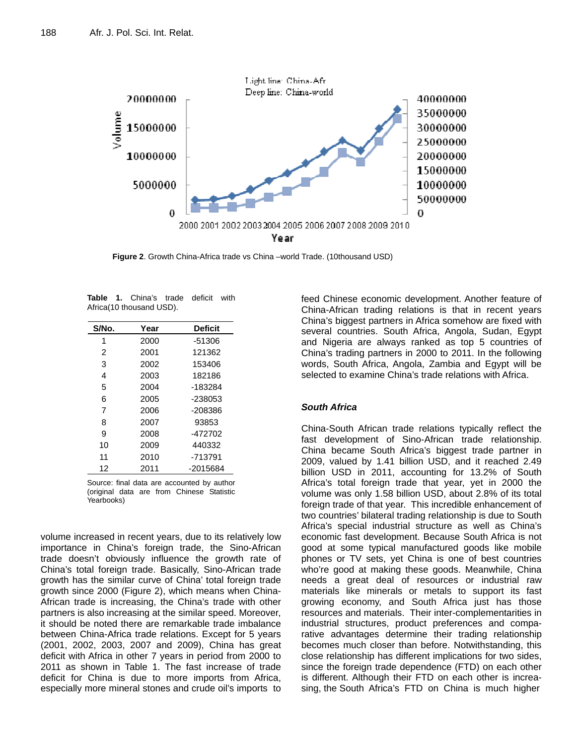Figure 2. Growth China-Africa trade vs China –world Trade. (10thousand USD)

**Table 1.** China's trade deficit with Africa(10 thousand USD).

| S/No. | Year | Deficit |
|---|---|---|
| 1 | 2000 | -51306 |
| 2 | 2001 | 121362 |
| 3 | 2002 | 153406 |
| 4 | 2003 | 182186 |
| 5 | 2004 | -183284 |
| 6 | 2005 | -238053 |
| 7 | 2006 | -208386 |
| 8 | 2007 | 93853 |
| 9 | 2008 | -472702 |
| 10 | 2009 | 440332 |
| 11 | 2010 | -713791 |
| 12 | 2011 | -2015684 |

Source: final data are accounted by author (original data are from Chinese Statistic Yearbooks)

volume increased in recent years, due to its relatively low importance in China's foreign trade, the Sino-African trade doesn't obviously influence the growth rate of China's total foreign trade. Basically, Sino-African trade growth has the similar curve of China' total foreign trade growth since 2000 (Figure 2), which means when China-African trade is increasing, the China's trade with other partners is also increasing at the similar speed. Moreover, it should be noted there are remarkable trade imbalance between China-Africa trade relations. Except for 5 years (2001, 2002, 2003, 2007 and 2009), China has great deficit with Africa in other 7 years in period from 2000 to 2011 as shown in Table 1. The fast increase of trade deficit for China is due to more imports from Africa, especially more mineral stones and crude oil's imports to feed Chinese economic development. Another feature of China-African trading relations is that in recent years China's biggest partners in Africa somehow are fixed with several countries. South Africa, Angola, Sudan, Egypt and Nigeria are always ranked as top 5 countries of China's trading partners in 2000 to 2011. In the following words, South Africa, Angola, Zambia and Egypt will be selected to examine China's trade relations with Africa.

### *South Africa*

China-South African trade relations typically reflect the fast development of Sino-African trade relationship. China became South Africa's biggest trade partner in 2009, valued by 1.41 billion USD, and it reached 2.49 billion USD in 2011, accounting for 13.2% of South Africa's total foreign trade that year, yet in 2000 the volume was only 1.58 billion USD, about 2.8% of its total foreign trade of that year. This incredible enhancement of two countries' bilateral trading relationship is due to South Africa's special industrial structure as well as China's economic fast development. Because South Africa is not good at some typical manufactured goods like mobile phones or TV sets, yet China is one of best countries who're good at making these goods. Meanwhile, China needs a great deal of resources or industrial raw materials like minerals or metals to support its fast growing economy, and South Africa just has those resources and materials. Their inter-complementarities in industrial structures, product preferences and comparative advantages determine their trading relationship becomes much closer than before. Notwithstanding, this close relationship has different implications for two sides, since the foreign trade dependence (FTD) on each other is different. Although their FTD on each other is increasing, the South Africa's FTD on China is much higher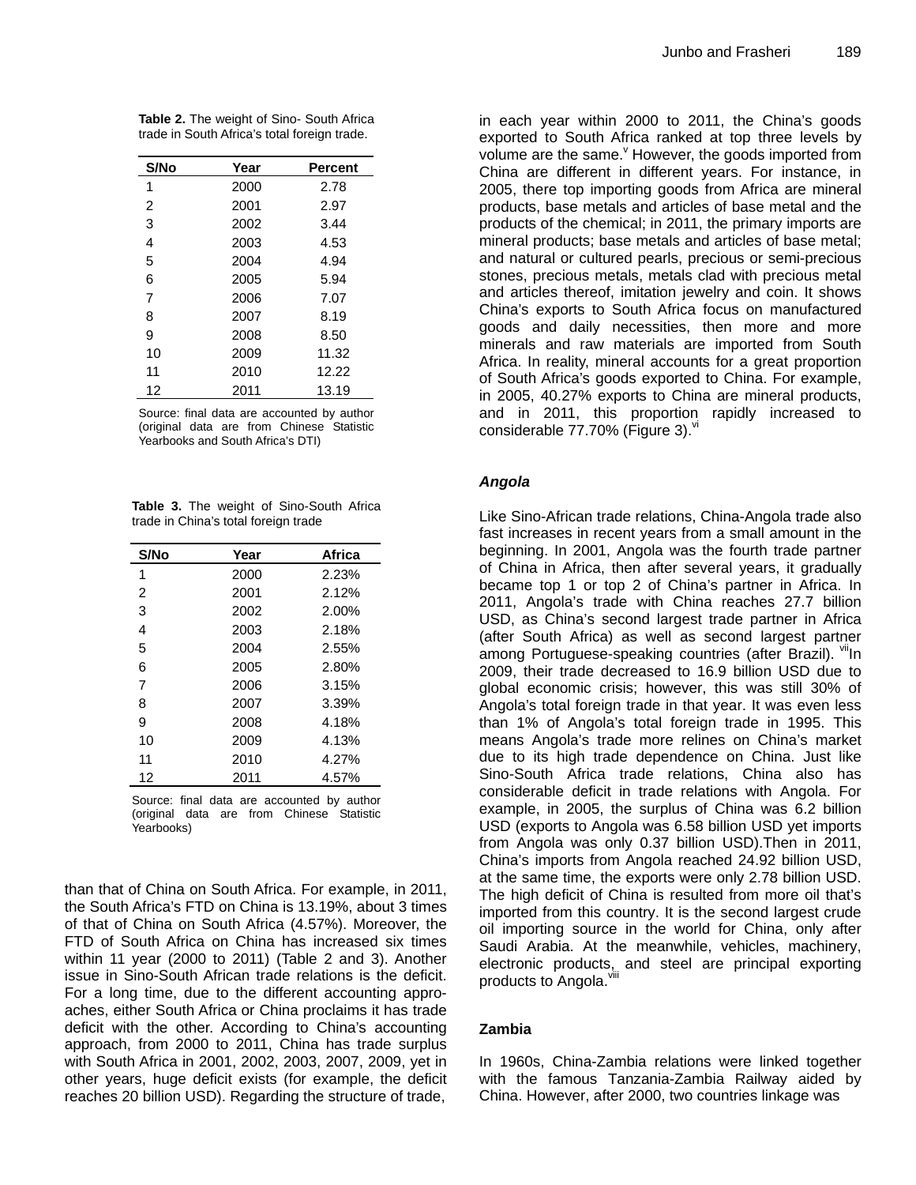**Table 2.** The weight of Sino- South Africa trade in South Africa's total foreign trade.

| S/No | Year | Percent |
|---|---|---|
| 1 | 2000 | 2.78 |
| 2 | 2001 | 2.97 |
| 3 | 2002 | 3.44 |
| 4 | 2003 | 4.53 |
| 5 | 2004 | 4.94 |
| 6 | 2005 | 5.94 |
| 7 | 2006 | 7.07 |
| 8 | 2007 | 8.19 |
| 9 | 2008 | 8.50 |
| 10 | 2009 | 11.32 |
| 11 | 2010 | 12.22 |
| 12 | 2011 | 13.19 |

Source: final data are accounted by author (original data are from Chinese Statistic Yearbooks and South Africa's DTI)

**Table 3.** The weight of Sino-South Africa trade in China's total foreign trade

| S/No | Year | Africa |
|---|---|---|
| 1 | 2000 | 2.23% |
| 2 | 2001 | 2.12% |
| 3 | 2002 | 2.00% |
| 4 | 2003 | 2.18% |
| 5 | 2004 | 2.55% |
| 6 | 2005 | 2.80% |
| 7 | 2006 | 3.15% |
| 8 | 2007 | 3.39% |
| 9 | 2008 | 4.18% |
| 10 | 2009 | 4.13% |
| 11 | 2010 | 4.27% |
| 12 | 2011 | 4.57% |

Source: final data are accounted by author (original data are from Chinese Statistic Yearbooks)

than that of China on South Africa. For example, in 2011, the South Africa's FTD on China is 13.19%, about 3 times of that of China on South Africa (4.57%). Moreover, the FTD of South Africa on China has increased six times within 11 year (2000 to 2011) (Table 2 and 3). Another issue in Sino-South African trade relations is the deficit. For a long time, due to the different accounting approaches, either South Africa or China proclaims it has trade deficit with the other. According to China's accounting approach, from 2000 to 2011, China has trade surplus with South Africa in 2001, 2002, 2003, 2007, 2009, yet in other years, huge deficit exists (for example, the deficit reaches 20 billion USD). Regarding the structure of trade, in each year within 2000 to 2011, the China's goods exported to South Africa ranked at top three levels by volume are the same.[v] However, the goods imported from China are different in different years. For instance, in 2005, there top importing goods from Africa are mineral products, base metals and articles of base metal and the products of the chemical; in 2011, the primary imports are mineral products; base metals and articles of base metal; and natural or cultured pearls, precious or semi-precious stones, precious metals, metals clad with precious metal and articles thereof, imitation jewelry and coin. It shows China's exports to South Africa focus on manufactured goods and daily necessities, then more and more minerals and raw materials are imported from South Africa. In reality, mineral accounts for a great proportion of South Africa's goods exported to China. For example, in 2005, 40.27% exports to China are mineral products, and in 2011, this proportion rapidly increased to considerable 77.70% (Figure 3).[vi]

### *Angola*

Like Sino-African trade relations, China-Angola trade also fast increases in recent years from a small amount in the beginning. In 2001, Angola was the fourth trade partner of China in Africa, then after several years, it gradually became top 1 or top 2 of China's partner in Africa. In 2011, Angola's trade with China reaches 27.7 billion USD, as China's second largest trade partner in Africa (after South Africa) as well as second largest partner among Portuguese-speaking countries (after Brazil). [vii]In 2009, their trade decreased to 16.9 billion USD due to global economic crisis; however, this was still 30% of Angola's total foreign trade in that year. It was even less than 1% of Angola's total foreign trade in 1995. This means Angola's trade more relines on China's market due to its high trade dependence on China. Just like Sino-South Africa trade relations, China also has considerable deficit in trade relations with Angola. For example, in 2005, the surplus of China was 6.2 billion USD (exports to Angola was 6.58 billion USD yet imports from Angola was only 0.37 billion USD).Then in 2011, China's imports from Angola reached 24.92 billion USD, at the same time, the exports were only 2.78 billion USD. The high deficit of China is resulted from more oil that's imported from this country. It is the second largest crude oil importing source in the world for China, only after Saudi Arabia. At the meanwhile, vehicles, machinery, electronic products, and steel are principal exporting products to Angola.[viii]

### Zambia

In 1960s, China-Zambia relations were linked together with the famous Tanzania-Zambia Railway aided by China. However, after 2000, two countries linkage was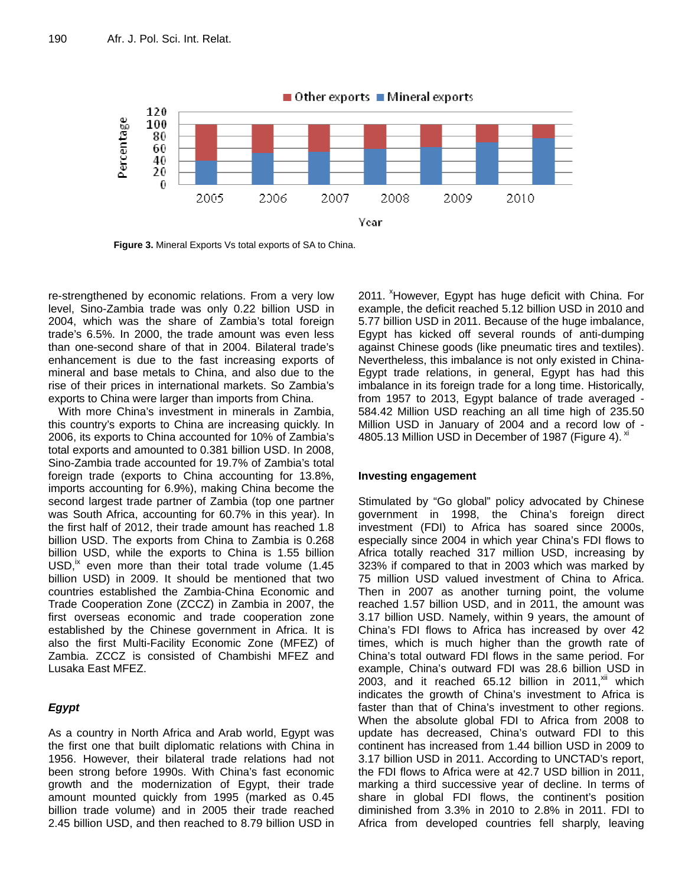Figure 3. Mineral Exports Vs total exports of SA to China.

re-strengthened by economic relations. From a very low level, Sino-Zambia trade was only 0.22 billion USD in 2004, which was the share of Zambia's total foreign trade's 6.5%. In 2000, the trade amount was even less than one-second share of that in 2004. Bilateral trade's enhancement is due to the fast increasing exports of mineral and base metals to China, and also due to the rise of their prices in international markets. So Zambia's exports to China were larger than imports from China.

With more China's investment in minerals in Zambia, this country's exports to China are increasing quickly. In 2006, its exports to China accounted for 10% of Zambia's total exports and amounted to 0.381 billion USD. In 2008, Sino-Zambia trade accounted for 19.7% of Zambia's total foreign trade (exports to China accounting for 13.8%, imports accounting for 6.9%), making China become the second largest trade partner of Zambia (top one partner was South Africa, accounting for 60.7% in this year). In the first half of 2012, their trade amount has reached 1.8 billion USD. The exports from China to Zambia is 0.268 billion USD, while the exports to China is 1.55 billion USD,[ix] even more than their total trade volume (1.45 billion USD) in 2009. It should be mentioned that two countries established the Zambia-China Economic and Trade Cooperation Zone (ZCCZ) in Zambia in 2007, the first overseas economic and trade cooperation zone established by the Chinese government in Africa. It is also the first Multi-Facility Economic Zone (MFEZ) of Zambia. ZCCZ is consisted of Chambishi MFEZ and Lusaka East MFEZ.

### *Egypt*

As a country in North Africa and Arab world, Egypt was the first one that built diplomatic relations with China in 1956. However, their bilateral trade relations had not been strong before 1990s. With China's fast economic growth and the modernization of Egypt, their trade amount mounted quickly from 1995 (marked as 0.45 billion trade volume) and in 2005 their trade reached 2.45 billion USD, and then reached to 8.79 billion USD in 2011. [x]However, Egypt has huge deficit with China. For example, the deficit reached 5.12 billion USD in 2010 and 5.77 billion USD in 2011. Because of the huge imbalance, Egypt has kicked off several rounds of anti-dumping against Chinese goods (like pneumatic tires and textiles). Nevertheless, this imbalance is not only existed in China-Egypt trade relations, in general, Egypt has had this imbalance in its foreign trade for a long time. Historically, from 1957 to 2013, Egypt balance of trade averaged -584.42 Million USD reaching an all time high of 235.50 Million USD in January of 2004 and a record low of -4805.13 Million USD in December of 1987 (Figure 4). [xi]

### Investing engagement

Stimulated by "Go global" policy advocated by Chinese government in 1998, the China's foreign direct investment (FDI) to Africa has soared since 2000s, especially since 2004 in which year China's FDI flows to Africa totally reached 317 million USD, increasing by 323% if compared to that in 2003 which was marked by 75 million USD valued investment of China to Africa. Then in 2007 as another turning point, the volume reached 1.57 billion USD, and in 2011, the amount was 3.17 billion USD. Namely, within 9 years, the amount of China's FDI flows to Africa has increased by over 42 times, which is much higher than the growth rate of China's total outward FDI flows in the same period. For example, China's outward FDI was 28.6 billion USD in 2003, and it reached 65.12 billion in 2011,[xii] which indicates the growth of China's investment to Africa is faster than that of China's investment to other regions. When the absolute global FDI to Africa from 2008 to update has decreased, China's outward FDI to this continent has increased from 1.44 billion USD in 2009 to 3.17 billion USD in 2011. According to UNCTAD's report, the FDI flows to Africa were at 42.7 USD billion in 2011, marking a third successive year of decline. In terms of share in global FDI flows, the continent's position diminished from 3.3% in 2010 to 2.8% in 2011. FDI to Africa from developed countries fell sharply, leaving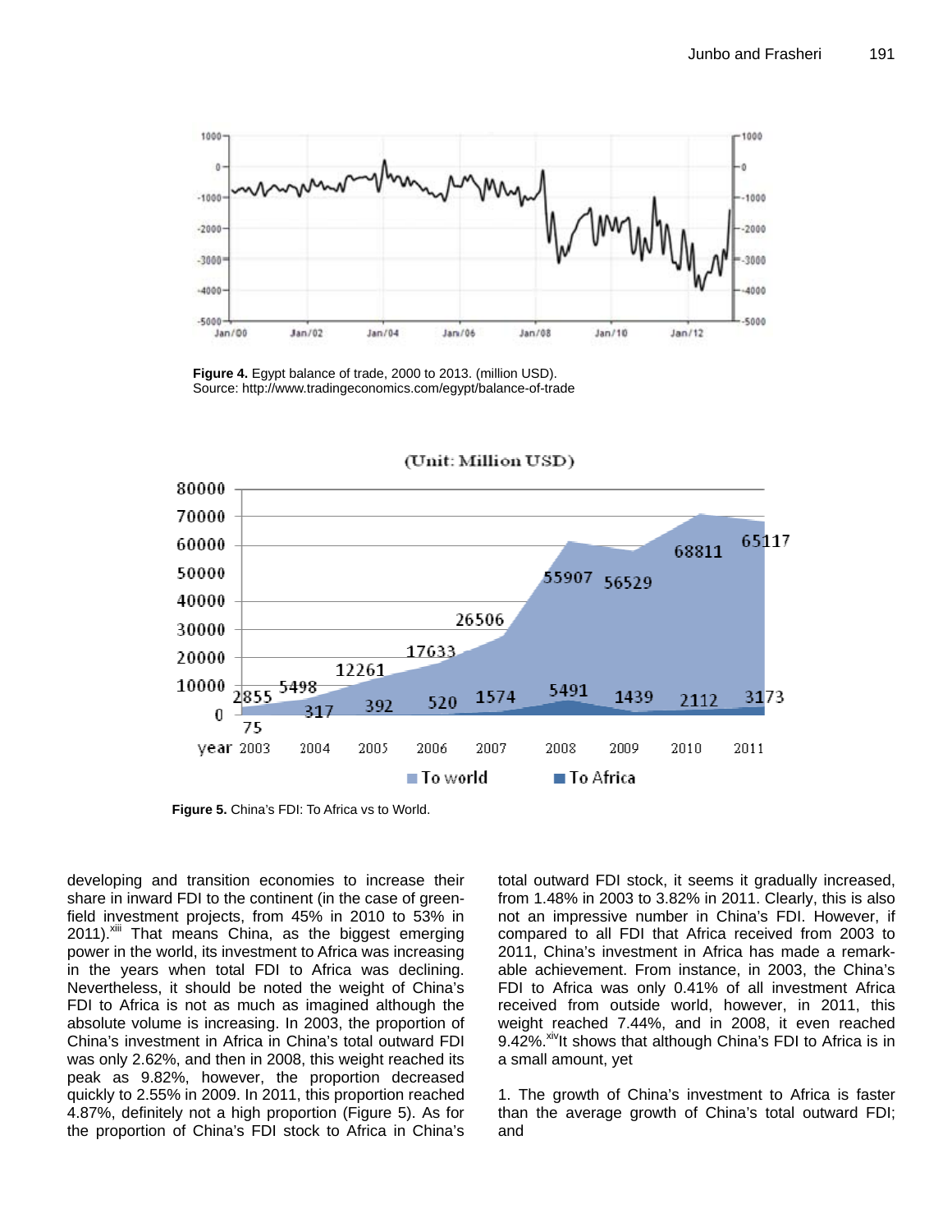**Figure 4.** Egypt balance of trade, 2000 to 2013. (million USD).
Source: http://www.tradingeconomics.com/egypt/balance-of-trade

**Figure 5.** China's FDI: To Africa vs to World.

developing and transition economies to increase their share in inward FDI to the continent (in the case of greenfield investment projects, from 45% in 2010 to 53% in 2011).[xiii] That means China, as the biggest emerging power in the world, its investment to Africa was increasing in the years when total FDI to Africa was declining. Nevertheless, it should be noted the weight of China's FDI to Africa is not as much as imagined although the absolute volume is increasing. In 2003, the proportion of China's investment in Africa in China's total outward FDI was only 2.62%, and then in 2008, this weight reached its peak as 9.82%, however, the proportion decreased quickly to 2.55% in 2009. In 2011, this proportion reached 4.87%, definitely not a high proportion (Figure 5). As for the proportion of China's FDI stock to Africa in China's total outward FDI stock, it seems it gradually increased, from 1.48% in 2003 to 3.82% in 2011. Clearly, this is also not an impressive number in China's FDI. However, if compared to all FDI that Africa received from 2003 to 2011, China's investment in Africa has made a remarkable achievement. From instance, in 2003, the China's FDI to Africa was only 0.41% of all investment Africa received from outside world, however, in 2011, this weight reached 7.44%, and in 2008, it even reached 9.42%.[xiv] It shows that although China's FDI to Africa is in a small amount, yet

1. The growth of China's investment to Africa is faster than the average growth of China's total outward FDI; and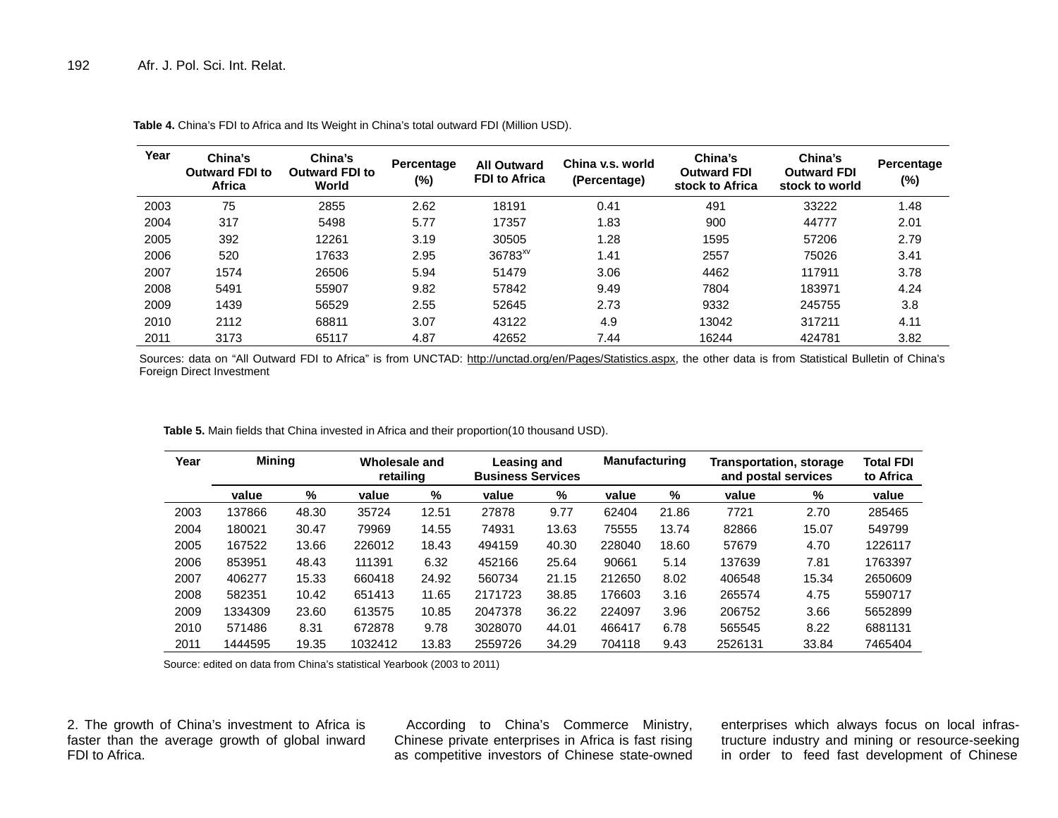**Table 4.** China's FDI to Africa and Its Weight in China's total outward FDI (Million USD).

| Year | China's Outward FDI to Africa | China's Outward FDI to World | Percentage (%) | All Outward FDI to Africa | China v.s. world (Percentage) | China's Outward FDI stock to Africa | China's Outward FDI stock to world | Percentage (%) |
|---|---|---|---|---|---|---|---|---|
| 2003 | 75 | 2855 | 2.62 | 18191 | 0.41 | 491 | 33222 | 1.48 |
| 2004 | 317 | 5498 | 5.77 | 17357 | 1.83 | 900 | 44777 | 2.01 |
| 2005 | 392 | 12261 | 3.19 | 30505 | 1.28 | 1595 | 57206 | 2.79 |
| 2006 | 520 | 17633 | 2.95 | 36783[xv] | 1.41 | 2557 | 75026 | 3.41 |
| 2007 | 1574 | 26506 | 5.94 | 51479 | 3.06 | 4462 | 117911 | 3.78 |
| 2008 | 5491 | 55907 | 9.82 | 57842 | 9.49 | 7804 | 183971 | 4.24 |
| 2009 | 1439 | 56529 | 2.55 | 52645 | 2.73 | 9332 | 245755 | 3.8 |
| 2010 | 2112 | 68811 | 3.07 | 43122 | 4.9 | 13042 | 317211 | 4.11 |
| 2011 | 3173 | 65117 | 4.87 | 42652 | 7.44 | 16244 | 424781 | 3.82 |

Sources: data on "All Outward FDI to Africa" is from UNCTAD: http://unctad.org/en/Pages/Statistics.aspx, the other data is from Statistical Bulletin of China's Foreign Direct Investment

**Table 5.** Main fields that China invested in Africa and their proportion(10 thousand USD).

| Year | Mining | | Wholesale and retailing | | Leasing and Business Services | | Manufacturing | | Transportation, storage and postal services | | Total FDI to Africa |
|---|---|---|---|---|---|---|---|---|---|---|---|
| | value | % | value | % | value | % | value | % | value | % | value |
| 2003 | 137866 | 48.30 | 35724 | 12.51 | 27878 | 9.77 | 62404 | 21.86 | 7721 | 2.70 | 285465 |
| 2004 | 180021 | 30.47 | 79969 | 14.55 | 74931 | 13.63 | 75555 | 13.74 | 82866 | 15.07 | 549799 |
| 2005 | 167522 | 13.66 | 226012 | 18.43 | 494159 | 40.30 | 228040 | 18.60 | 57679 | 4.70 | 1226117 |
| 2006 | 853951 | 48.43 | 111391 | 6.32 | 452166 | 25.64 | 90661 | 5.14 | 137639 | 7.81 | 1763397 |
| 2007 | 406277 | 15.33 | 660418 | 24.92 | 560734 | 21.15 | 212650 | 8.02 | 406548 | 15.34 | 2650609 |
| 2008 | 582351 | 10.42 | 651413 | 11.65 | 2171723 | 38.85 | 176603 | 3.16 | 265574 | 4.75 | 5590717 |
| 2009 | 1334309 | 23.60 | 613575 | 10.85 | 2047378 | 36.22 | 224097 | 3.96 | 206752 | 3.66 | 5652899 |
| 2010 | 571486 | 8.31 | 672878 | 9.78 | 3028070 | 44.01 | 466417 | 6.78 | 565545 | 8.22 | 6881131 |
| 2011 | 1444595 | 19.35 | 1032412 | 13.83 | 2559726 | 34.29 | 704118 | 9.43 | 2526131 | 33.84 | 7465404 |

Source: edited on data from China's statistical Yearbook (2003 to 2011)

2. The growth of China's investment to Africa is faster than the average growth of global inward FDI to Africa.

According to China's Commerce Ministry, Chinese private enterprises in Africa is fast rising as competitive investors of Chinese state-owned enterprises which always focus on local infrastructure industry and mining or resource-seeking in order to feed fast development of Chinese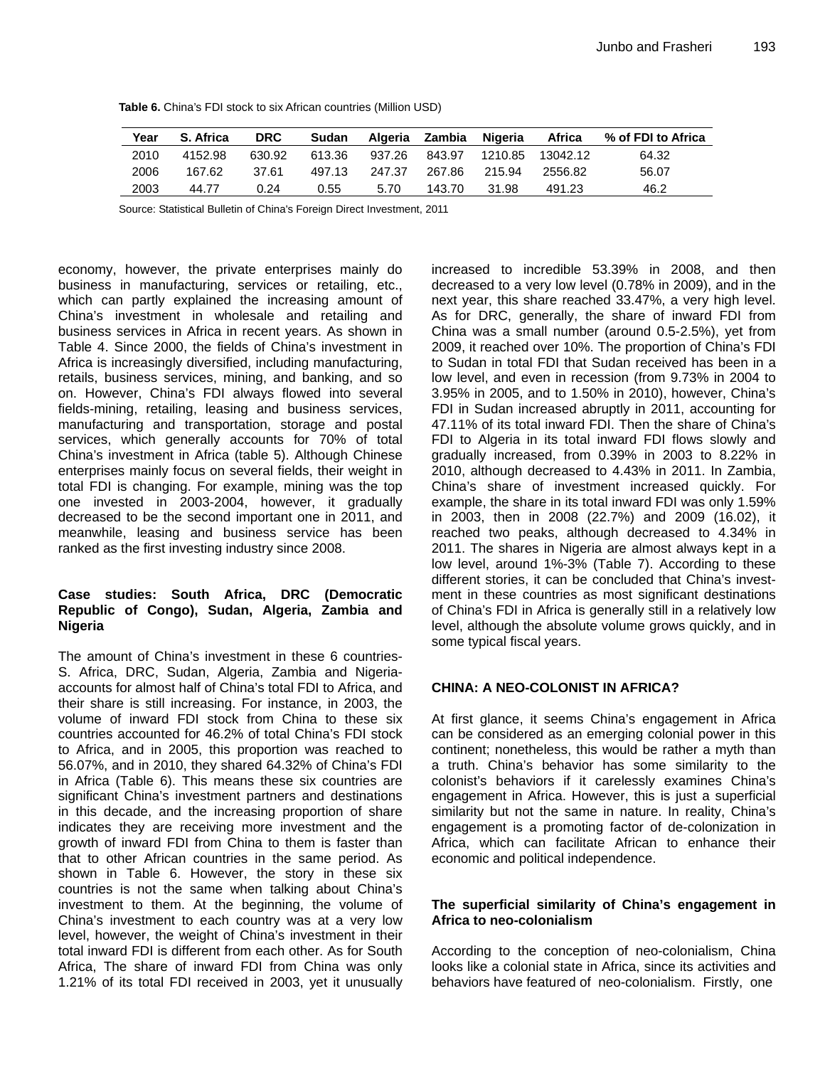**Table 6.** China's FDI stock to six African countries (Million USD)

| Year | S. Africa | DRC | Sudan | Algeria | Zambia | Nigeria | Africa | % of FDI to Africa |
|---|---|---|---|---|---|---|---|---|
| 2010 | 4152.98 | 630.92 | 613.36 | 937.26 | 843.97 | 1210.85 | 13042.12 | 64.32 |
| 2006 | 167.62 | 37.61 | 497.13 | 247.37 | 267.86 | 215.94 | 2556.82 | 56.07 |
| 2003 | 44.77 | 0.24 | 0.55 | 5.70 | 143.70 | 31.98 | 491.23 | 46.2 |

Source: Statistical Bulletin of China's Foreign Direct Investment, 2011

economy, however, the private enterprises mainly do business in manufacturing, services or retailing, etc., which can partly explained the increasing amount of China's investment in wholesale and retailing and business services in Africa in recent years. As shown in Table 4. Since 2000, the fields of China's investment in Africa is increasingly diversified, including manufacturing, retails, business services, mining, and banking, and so on. However, China's FDI always flowed into several fields-mining, retailing, leasing and business services, manufacturing and transportation, storage and postal services, which generally accounts for 70% of total China's investment in Africa (table 5). Although Chinese enterprises mainly focus on several fields, their weight in total FDI is changing. For example, mining was the top one invested in 2003-2004, however, it gradually decreased to be the second important one in 2011, and meanwhile, leasing and business service has been ranked as the first investing industry since 2008.

### Case studies: South Africa, DRC (Democratic Republic of Congo), Sudan, Algeria, Zambia and Nigeria

The amount of China's investment in these 6 countries-S. Africa, DRC, Sudan, Algeria, Zambia and Nigeria-accounts for almost half of China's total FDI to Africa, and their share is still increasing. For instance, in 2003, the volume of inward FDI stock from China to these six countries accounted for 46.2% of total China's FDI stock to Africa, and in 2005, this proportion was reached to 56.07%, and in 2010, they shared 64.32% of China's FDI in Africa (Table 6). This means these six countries are significant China's investment partners and destinations in this decade, and the increasing proportion of share indicates they are receiving more investment and the growth of inward FDI from China to them is faster than that to other African countries in the same period. As shown in Table 6. However, the story in these six countries is not the same when talking about China's investment to them. At the beginning, the volume of China's investment to each country was at a very low level, however, the weight of China's investment in their total inward FDI is different from each other. As for South Africa, The share of inward FDI from China was only 1.21% of its total FDI received in 2003, yet it unusually increased to incredible 53.39% in 2008, and then decreased to a very low level (0.78% in 2009), and in the next year, this share reached 33.47%, a very high level. As for DRC, generally, the share of inward FDI from China was a small number (around 0.5-2.5%), yet from 2009, it reached over 10%. The proportion of China's FDI to Sudan in total FDI that Sudan received has been in a low level, and even in recession (from 9.73% in 2004 to 3.95% in 2005, and to 1.50% in 2010), however, China's FDI in Sudan increased abruptly in 2011, accounting for 47.11% of its total inward FDI. Then the share of China's FDI to Algeria in its total inward FDI flows slowly and gradually increased, from 0.39% in 2003 to 8.22% in 2010, although decreased to 4.43% in 2011. In Zambia, China's share of investment increased quickly. For example, the share in its total inward FDI was only 1.59% in 2003, then in 2008 (22.7%) and 2009 (16.02), it reached two peaks, although decreased to 4.34% in 2011. The shares in Nigeria are almost always kept in a low level, around 1%-3% (Table 7). According to these different stories, it can be concluded that China's investment in these countries as most significant destinations of China's FDI in Africa is generally still in a relatively low level, although the absolute volume grows quickly, and in some typical fiscal years.

## CHINA: A NEO-COLONIST IN AFRICA?

At first glance, it seems China's engagement in Africa can be considered as an emerging colonial power in this continent; nonetheless, this would be rather a myth than a truth. China's behavior has some similarity to the colonist's behaviors if it carelessly examines China's engagement in Africa. However, this is just a superficial similarity but not the same in nature. In reality, China's engagement is a promoting factor of de-colonization in Africa, which can facilitate African to enhance their economic and political independence.

### The superficial similarity of China's engagement in Africa to neo-colonialism

According to the conception of neo-colonialism, China looks like a colonial state in Africa, since its activities and behaviors have featured of neo-colonialism. Firstly, one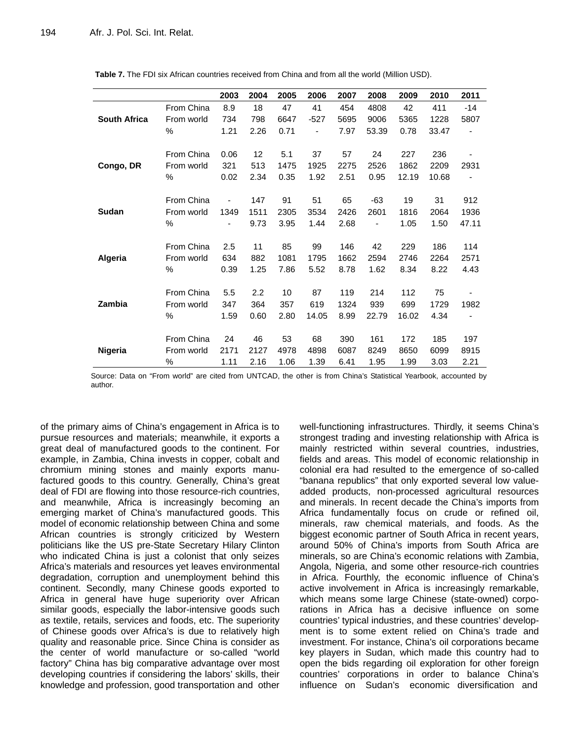**Table 7.** The FDI six African countries received from China and from all the world (Million USD).

| | | 2003 | 2004 | 2005 | 2006 | 2007 | 2008 | 2009 | 2010 | 2011 |
|---|---|---|---|---|---|---|---|---|---|---|
| **South Africa** | From China | 8.9 | 18 | 47 | 41 | 454 | 4808 | 42 | 411 | -14 |
| | From world | 734 | 798 | 6647 | -527 | 5695 | 9006 | 5365 | 1228 | 5807 |
| | % | 1.21 | 2.26 | 0.71 | - | 7.97 | 53.39 | 0.78 | 33.47 | - |
| **Congo, DR** | From China | 0.06 | 12 | 5.1 | 37 | 57 | 24 | 227 | 236 | - |
| | From world | 321 | 513 | 1475 | 1925 | 2275 | 2526 | 1862 | 2209 | 2931 |
| | % | 0.02 | 2.34 | 0.35 | 1.92 | 2.51 | 0.95 | 12.19 | 10.68 | - |
| **Sudan** | From China | - | 147 | 91 | 51 | 65 | -63 | 19 | 31 | 912 |
| | From world | 1349 | 1511 | 2305 | 3534 | 2426 | 2601 | 1816 | 2064 | 1936 |
| | % | - | 9.73 | 3.95 | 1.44 | 2.68 | - | 1.05 | 1.50 | 47.11 |
| **Algeria** | From China | 2.5 | 11 | 85 | 99 | 146 | 42 | 229 | 186 | 114 |
| | From world | 634 | 882 | 1081 | 1795 | 1662 | 2594 | 2746 | 2264 | 2571 |
| | % | 0.39 | 1.25 | 7.86 | 5.52 | 8.78 | 1.62 | 8.34 | 8.22 | 4.43 |
| **Zambia** | From China | 5.5 | 2.2 | 10 | 87 | 119 | 214 | 112 | 75 | - |
| | From world | 347 | 364 | 357 | 619 | 1324 | 939 | 699 | 1729 | 1982 |
| | % | 1.59 | 0.60 | 2.80 | 14.05 | 8.99 | 22.79 | 16.02 | 4.34 | - |
| **Nigeria** | From China | 24 | 46 | 53 | 68 | 390 | 161 | 172 | 185 | 197 |
| | From world | 2171 | 2127 | 4978 | 4898 | 6087 | 8249 | 8650 | 6099 | 8915 |
| | % | 1.11 | 2.16 | 1.06 | 1.39 | 6.41 | 1.95 | 1.99 | 3.03 | 2.21 |

Source: Data on "From world" are cited from UNTCAD, the other is from China's Statistical Yearbook, accounted by author.

of the primary aims of China's engagement in Africa is to pursue resources and materials; meanwhile, it exports a great deal of manufactured goods to the continent. For example, in Zambia, China invests in copper, cobalt and chromium mining stones and mainly exports manufactured goods to this country. Generally, China's great deal of FDI are flowing into those resource-rich countries, and meanwhile, Africa is increasingly becoming an emerging market of China's manufactured goods. This model of economic relationship between China and some African countries is strongly criticized by Western politicians like the US pre-State Secretary Hilary Clinton who indicated China is just a colonist that only seizes Africa's materials and resources yet leaves environmental degradation, corruption and unemployment behind this continent. Secondly, many Chinese goods exported to Africa in general have huge superiority over African similar goods, especially the labor-intensive goods such as textile, retails, services and foods, etc. The superiority of Chinese goods over Africa's is due to relatively high quality and reasonable price. Since China is consider as the center of world manufacture or so-called "world factory" China has big comparative advantage over most developing countries if considering the labors' skills, their knowledge and profession, good transportation and other well-functioning infrastructures. Thirdly, it seems China's strongest trading and investing relationship with Africa is mainly restricted within several countries, industries, fields and areas. This model of economic relationship in colonial era had resulted to the emergence of so-called "banana republics" that only exported several low value-added products, non-processed agricultural resources and minerals. In recent decade the China's imports from Africa fundamentally focus on crude or refined oil, minerals, raw chemical materials, and foods. As the biggest economic partner of South Africa in recent years, around 50% of China's imports from South Africa are minerals, so are China's economic relations with Zambia, Angola, Nigeria, and some other resource-rich countries in Africa. Fourthly, the economic influence of China's active involvement in Africa is increasingly remarkable, which means some large Chinese (state-owned) corporations in Africa has a decisive influence on some countries' typical industries, and these countries' development is to some extent relied on China's trade and investment. For instance, China's oil corporations became key players in Sudan, which made this country had to open the bids regarding oil exploration for other foreign countries' corporations in order to balance China's influence on Sudan's economic diversification and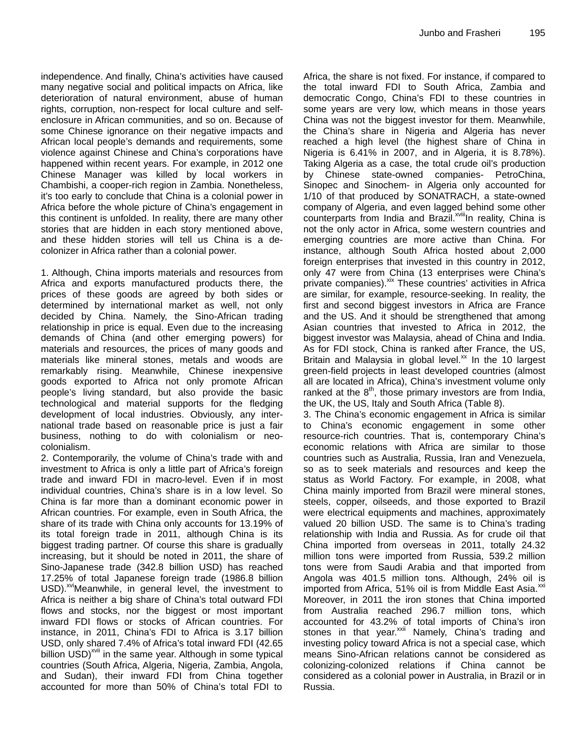independence. And finally, China's activities have caused many negative social and political impacts on Africa, like deterioration of natural environment, abuse of human rights, corruption, non-respect for local culture and self-enclosure in African communities, and so on. Because of some Chinese ignorance on their negative impacts and African local people's demands and requirements, some violence against Chinese and China's corporations have happened within recent years. For example, in 2012 one Chinese Manager was killed by local workers in Chambishi, a cooper-rich region in Zambia. Nonetheless, it's too early to conclude that China is a colonial power in Africa before the whole picture of China's engagement in this continent is unfolded. In reality, there are many other stories that are hidden in each story mentioned above, and these hidden stories will tell us China is a de-colonizer in Africa rather than a colonial power.

1. Although, China imports materials and resources from Africa and exports manufactured products there, the prices of these goods are agreed by both sides or determined by international market as well, not only decided by China. Namely, the Sino-African trading relationship in price is equal. Even due to the increasing demands of China (and other emerging powers) for materials and resources, the prices of many goods and materials like mineral stones, metals and woods are remarkably rising. Meanwhile, Chinese inexpensive goods exported to Africa not only promote African people's living standard, but also provide the basic technological and material supports for the fledging development of local industries. Obviously, any international trade based on reasonable price is just a fair business, nothing to do with colonialism or neo-colonialism.

2. Contemporarily, the volume of China's trade with and investment to Africa is only a little part of Africa's foreign trade and inward FDI in macro-level. Even if in most individual countries, China's share is in a low level. So China is far more than a dominant economic power in African countries. For example, even in South Africa, the share of its trade with China only accounts for 13.19% of its total foreign trade in 2011, although China is its biggest trading partner. Of course this share is gradually increasing, but it should be noted in 2011, the share of Sino-Japanese trade (342.8 billion USD) has reached 17.25% of total Japanese foreign trade (1986.8 billion USD).[xvi]Meanwhile, in general level, the investment to Africa is neither a big share of China's total outward FDI flows and stocks, nor the biggest or most important inward FDI flows or stocks of African countries. For instance, in 2011, China's FDI to Africa is 3.17 billion USD, only shared 7.4% of Africa's total inward FDI (42.65 billion USD)[xvii] in the same year. Although in some typical countries (South Africa, Algeria, Nigeria, Zambia, Angola, and Sudan), their inward FDI from China together accounted for more than 50% of China's total FDI to Africa, the share is not fixed. For instance, if compared to the total inward FDI to South Africa, Zambia and democratic Congo, China's FDI to these countries in some years are very low, which means in those years China was not the biggest investor for them. Meanwhile, the China's share in Nigeria and Algeria has never reached a high level (the highest share of China in Nigeria is 6.41% in 2007, and in Algeria, it is 8.78%). Taking Algeria as a case, the total crude oil's production by Chinese state-owned companies- PetroChina, Sinopec and Sinochem- in Algeria only accounted for 1/10 of that produced by SONATRACH, a state-owned company of Algeria, and even lagged behind some other counterparts from India and Brazil.[xviii]In reality, China is not the only actor in Africa, some western countries and emerging countries are more active than China. For instance, although South Africa hosted about 2,000 foreign enterprises that invested in this country in 2012, only 47 were from China (13 enterprises were China's private companies).[xix] These countries' activities in Africa are similar, for example, resource-seeking. In reality, the first and second biggest investors in Africa are France and the US. And it should be strengthened that among Asian countries that invested to Africa in 2012, the biggest investor was Malaysia, ahead of China and India. As for FDI stock, China is ranked after France, the US, Britain and Malaysia in global level.[xx] In the 10 largest green-field projects in least developed countries (almost all are located in Africa), China's investment volume only ranked at the 8th, those primary investors are from India, the UK, the US, Italy and South Africa (Table 8).

3. The China's economic engagement in Africa is similar to China's economic engagement in some other resource-rich countries. That is, contemporary China's economic relations with Africa are similar to those countries such as Australia, Russia, Iran and Venezuela, so as to seek materials and resources and keep the status as World Factory. For example, in 2008, what China mainly imported from Brazil were mineral stones, steels, copper, oilseeds, and those exported to Brazil were electrical equipments and machines, approximately valued 20 billion USD. The same is to China's trading relationship with India and Russia. As for crude oil that China imported from overseas in 2011, totally 24.32 million tons were imported from Russia, 539.2 million tons were from Saudi Arabia and that imported from Angola was 401.5 million tons. Although, 24% oil is imported from Africa, 51% oil is from Middle East Asia.[xxi] Moreover, in 2011 the iron stones that China imported from Australia reached 296.7 million tons, which accounted for 43.2% of total imports of China's iron stones in that year.[xxii] Namely, China's trading and investing policy toward Africa is not a special case, which means Sino-African relations cannot be considered as colonizing-colonized relations if China cannot be considered as a colonial power in Australia, in Brazil or in Russia.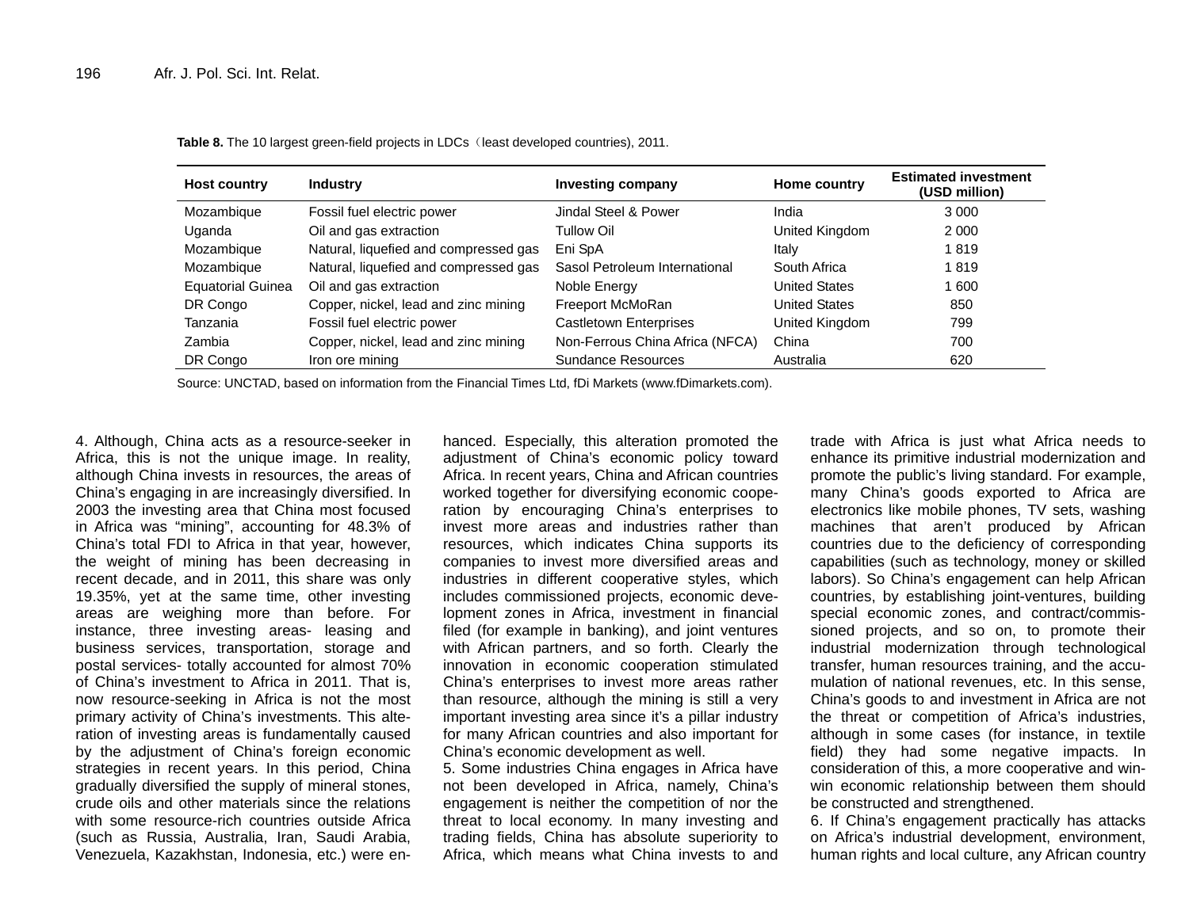**Table 8.** The 10 largest green-field projects in LDCs（least developed countries), 2011.

| Host country | Industry | Investing company | Home country | Estimated investment (USD million) |
|---|---|---|---|---|
| Mozambique | Fossil fuel electric power | Jindal Steel & Power | India | 3 000 |
| Uganda | Oil and gas extraction | Tullow Oil | United Kingdom | 2 000 |
| Mozambique | Natural, liquefied and compressed gas | Eni SpA | Italy | 1 819 |
| Mozambique | Natural, liquefied and compressed gas | Sasol Petroleum International | South Africa | 1 819 |
| Equatorial Guinea | Oil and gas extraction | Noble Energy | United States | 1 600 |
| DR Congo | Copper, nickel, lead and zinc mining | Freeport McMoRan | United States | 850 |
| Tanzania | Fossil fuel electric power | Castletown Enterprises | United Kingdom | 799 |
| Zambia | Copper, nickel, lead and zinc mining | Non-Ferrous China Africa (NFCA) | China | 700 |
| DR Congo | Iron ore mining | Sundance Resources | Australia | 620 |

Source: UNCTAD, based on information from the Financial Times Ltd, fDi Markets (www.fDimarkets.com).

4. Although, China acts as a resource-seeker in Africa, this is not the unique image. In reality, although China invests in resources, the areas of China's engaging in are increasingly diversified. In 2003 the investing area that China most focused in Africa was "mining", accounting for 48.3% of China's total FDI to Africa in that year, however, the weight of mining has been decreasing in recent decade, and in 2011, this share was only 19.35%, yet at the same time, other investing areas are weighing more than before. For instance, three investing areas- leasing and business services, transportation, storage and postal services- totally accounted for almost 70% of China's investment to Africa in 2011. That is, now resource-seeking in Africa is not the most primary activity of China's investments. This alteration of investing areas is fundamentally caused by the adjustment of China's foreign economic strategies in recent years. In this period, China gradually diversified the supply of mineral stones, crude oils and other materials since the relations with some resource-rich countries outside Africa (such as Russia, Australia, Iran, Saudi Arabia, Venezuela, Kazakhstan, Indonesia, etc.) were enhanced. Especially, this alteration promoted the adjustment of China's economic policy toward Africa. In recent years, China and African countries worked together for diversifying economic cooperation by encouraging China's enterprises to invest more areas and industries rather than resources, which indicates China supports its companies to invest more diversified areas and industries in different cooperative styles, which includes commissioned projects, economic development zones in Africa, investment in financial filed (for example in banking), and joint ventures with African partners, and so forth. Clearly the innovation in economic cooperation stimulated China's enterprises to invest more areas rather than resource, although the mining is still a very important investing area since it's a pillar industry for many African countries and also important for China's economic development as well.

5. Some industries China engages in Africa have not been developed in Africa, namely, China's engagement is neither the competition of nor the threat to local economy. In many investing and trading fields, China has absolute superiority to Africa, which means what China invests to and trade with Africa is just what Africa needs to enhance its primitive industrial modernization and promote the public's living standard. For example, many China's goods exported to Africa are electronics like mobile phones, TV sets, washing machines that aren't produced by African countries due to the deficiency of corresponding capabilities (such as technology, money or skilled labors). So China's engagement can help African countries, by establishing joint-ventures, building special economic zones, and contract/commissioned projects, and so on, to promote their industrial modernization through technological transfer, human resources training, and the accumulation of national revenues, etc. In this sense, China's goods to and investment in Africa are not the threat or competition of Africa's industries, although in some cases (for instance, in textile field) they had some negative impacts. In consideration of this, a more cooperative and win-win economic relationship between them should be constructed and strengthened.

6. If China's engagement practically has attacks on Africa's industrial development, environment, human rights and local culture, any African country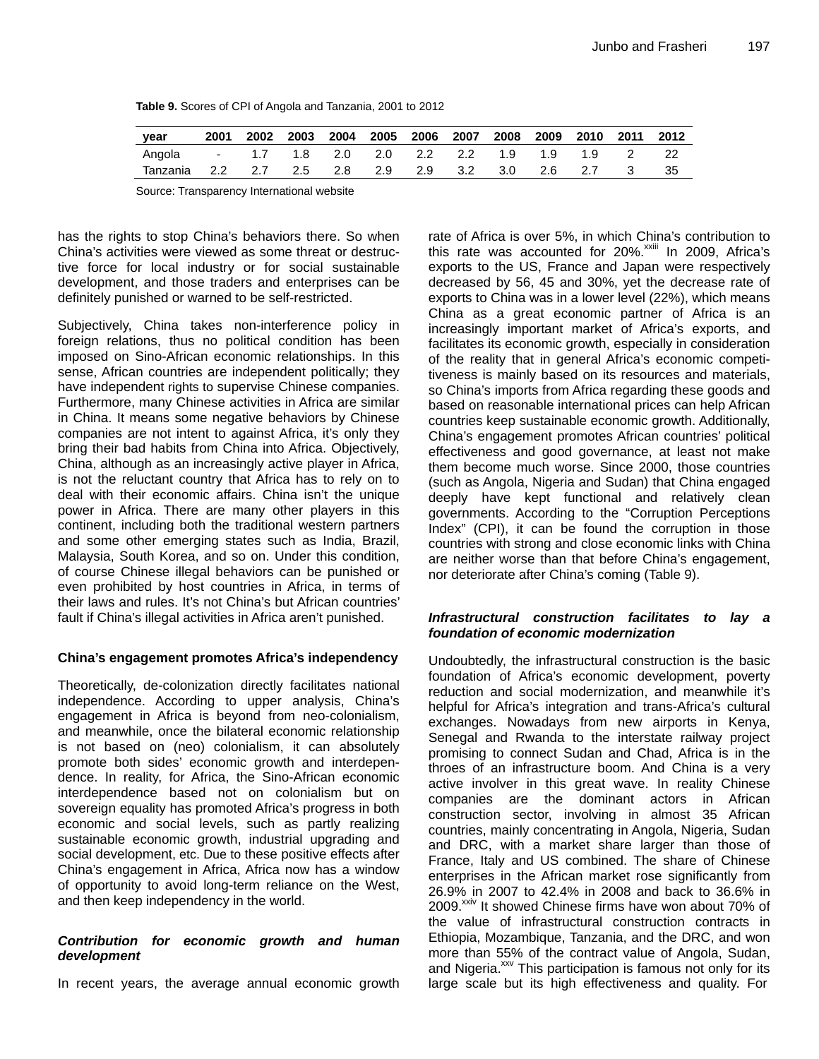**Table 9.** Scores of CPI of Angola and Tanzania, 2001 to 2012

| year | 2001 | 2002 | 2003 | 2004 | 2005 | 2006 | 2007 | 2008 | 2009 | 2010 | 2011 | 2012 |
|---|---|---|---|---|---|---|---|---|---|---|---|---|
| Angola | - | 1.7 | 1.8 | 2.0 | 2.0 | 2.2 | 2.2 | 1.9 | 1.9 | 1.9 | 2 | 22 |
| Tanzania | 2.2 | 2.7 | 2.5 | 2.8 | 2.9 | 2.9 | 3.2 | 3.0 | 2.6 | 2.7 | 3 | 35 |

Source: Transparency International website

has the rights to stop China's behaviors there. So when China's activities were viewed as some threat or destructive force for local industry or for social sustainable development, and those traders and enterprises can be definitely punished or warned to be self-restricted.

Subjectively, China takes non-interference policy in foreign relations, thus no political condition has been imposed on Sino-African economic relationships. In this sense, African countries are independent politically; they have independent rights to supervise Chinese companies. Furthermore, many Chinese activities in Africa are similar in China. It means some negative behaviors by Chinese companies are not intent to against Africa, it's only they bring their bad habits from China into Africa. Objectively, China, although as an increasingly active player in Africa, is not the reluctant country that Africa has to rely on to deal with their economic affairs. China isn't the unique power in Africa. There are many other players in this continent, including both the traditional western partners and some other emerging states such as India, Brazil, Malaysia, South Korea, and so on. Under this condition, of course Chinese illegal behaviors can be punished or even prohibited by host countries in Africa, in terms of their laws and rules. It's not China's but African countries' fault if China's illegal activities in Africa aren't punished.

**China's engagement promotes Africa's independency**

Theoretically, de-colonization directly facilitates national independence. According to upper analysis, China's engagement in Africa is beyond from neo-colonialism, and meanwhile, once the bilateral economic relationship is not based on (neo) colonialism, it can absolutely promote both sides' economic growth and interdependence. In reality, for Africa, the Sino-African economic interdependence based not on colonialism but on sovereign equality has promoted Africa's progress in both economic and social levels, such as partly realizing sustainable economic growth, industrial upgrading and social development, etc. Due to these positive effects after China's engagement in Africa, Africa now has a window of opportunity to avoid long-term reliance on the West, and then keep independency in the world.

***Contribution for economic growth and human development***

In recent years, the average annual economic growth rate of Africa is over 5%, in which China's contribution to this rate was accounted for 20%.[xxiii] In 2009, Africa's exports to the US, France and Japan were respectively decreased by 56, 45 and 30%, yet the decrease rate of exports to China was in a lower level (22%), which means China as a great economic partner of Africa is an increasingly important market of Africa's exports, and facilitates its economic growth, especially in consideration of the reality that in general Africa's economic competitiveness is mainly based on its resources and materials, so China's imports from Africa regarding these goods and based on reasonable international prices can help African countries keep sustainable economic growth. Additionally, China's engagement promotes African countries' political effectiveness and good governance, at least not make them become much worse. Since 2000, those countries (such as Angola, Nigeria and Sudan) that China engaged deeply have kept functional and relatively clean governments. According to the "Corruption Perceptions Index" (CPI), it can be found the corruption in those countries with strong and close economic links with China are neither worse than that before China's engagement, nor deteriorate after China's coming (Table 9).

***Infrastructural construction facilitates to lay a foundation of economic modernization***

Undoubtedly, the infrastructural construction is the basic foundation of Africa's economic development, poverty reduction and social modernization, and meanwhile it's helpful for Africa's integration and trans-Africa's cultural exchanges. Nowadays from new airports in Kenya, Senegal and Rwanda to the interstate railway project promising to connect Sudan and Chad, Africa is in the throes of an infrastructure boom. And China is a very active involver in this great wave. In reality Chinese companies are the dominant actors in African construction sector, involving in almost 35 African countries, mainly concentrating in Angola, Nigeria, Sudan and DRC, with a market share larger than those of France, Italy and US combined. The share of Chinese enterprises in the African market rose significantly from 26.9% in 2007 to 42.4% in 2008 and back to 36.6% in 2009.[xxiv] It showed Chinese firms have won about 70% of the value of infrastructural construction contracts in Ethiopia, Mozambique, Tanzania, and the DRC, and won more than 55% of the contract value of Angola, Sudan, and Nigeria.[xxv] This participation is famous not only for its large scale but its high effectiveness and quality. For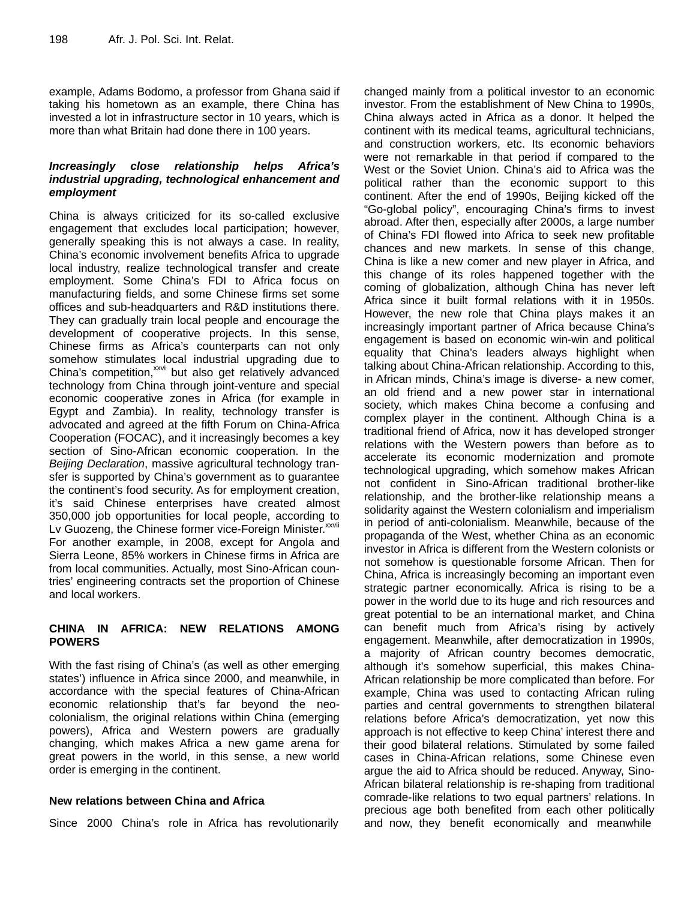example, Adams Bodomo, a professor from Ghana said if taking his hometown as an example, there China has invested a lot in infrastructure sector in 10 years, which is more than what Britain had done there in 100 years.

### *Increasingly close relationship helps Africa's industrial upgrading, technological enhancement and employment*

China is always criticized for its so-called exclusive engagement that excludes local participation; however, generally speaking this is not always a case. In reality, China's economic involvement benefits Africa to upgrade local industry, realize technological transfer and create employment. Some China's FDI to Africa focus on manufacturing fields, and some Chinese firms set some offices and sub-headquarters and R&D institutions there. They can gradually train local people and encourage the development of cooperative projects. In this sense, Chinese firms as Africa's counterparts can not only somehow stimulates local industrial upgrading due to China's competition,[xxvi] but also get relatively advanced technology from China through joint-venture and special economic cooperative zones in Africa (for example in Egypt and Zambia). In reality, technology transfer is advocated and agreed at the fifth Forum on China-Africa Cooperation (FOCAC), and it increasingly becomes a key section of Sino-African economic cooperation. In the *Beijing Declaration*, massive agricultural technology transfer is supported by China's government as to guarantee the continent's food security. As for employment creation, it's said Chinese enterprises have created almost 350,000 job opportunities for local people, according to Lv Guozeng, the Chinese former vice-Foreign Minister.[xxvii] For another example, in 2008, except for Angola and Sierra Leone, 85% workers in Chinese firms in Africa are from local communities. Actually, most Sino-African countries' engineering contracts set the proportion of Chinese and local workers.

## CHINA IN AFRICA: NEW RELATIONS AMONG POWERS

With the fast rising of China's (as well as other emerging states') influence in Africa since 2000, and meanwhile, in accordance with the special features of China-African economic relationship that's far beyond the neo-colonialism, the original relations within China (emerging powers), Africa and Western powers are gradually changing, which makes Africa a new game arena for great powers in the world, in this sense, a new world order is emerging in the continent.

### New relations between China and Africa

Since 2000 China's role in Africa has revolutionarily changed mainly from a political investor to an economic investor. From the establishment of New China to 1990s, China always acted in Africa as a donor. It helped the continent with its medical teams, agricultural technicians, and construction workers, etc. Its economic behaviors were not remarkable in that period if compared to the West or the Soviet Union. China's aid to Africa was the political rather than the economic support to this continent. After the end of 1990s, Beijing kicked off the "Go-global policy", encouraging China's firms to invest abroad. After then, especially after 2000s, a large number of China's FDI flowed into Africa to seek new profitable chances and new markets. In sense of this change, China is like a new comer and new player in Africa, and this change of its roles happened together with the coming of globalization, although China has never left Africa since it built formal relations with it in 1950s. However, the new role that China plays makes it an increasingly important partner of Africa because China's engagement is based on economic win-win and political equality that China's leaders always highlight when talking about China-African relationship. According to this, in African minds, China's image is diverse- a new comer, an old friend and a new power star in international society, which makes China become a confusing and complex player in the continent. Although China is a traditional friend of Africa, now it has developed stronger relations with the Western powers than before as to accelerate its economic modernization and promote technological upgrading, which somehow makes African not confident in Sino-African traditional brother-like relationship, and the brother-like relationship means a solidarity against the Western colonialism and imperialism in period of anti-colonialism. Meanwhile, because of the propaganda of the West, whether China as an economic investor in Africa is different from the Western colonists or not somehow is questionable forsome African. Then for China, Africa is increasingly becoming an important even strategic partner economically. Africa is rising to be a power in the world due to its huge and rich resources and great potential to be an international market, and China can benefit much from Africa's rising by actively engagement. Meanwhile, after democratization in 1990s, a majority of African country becomes democratic, although it's somehow superficial, this makes China-African relationship be more complicated than before. For example, China was used to contacting African ruling parties and central governments to strengthen bilateral relations before Africa's democratization, yet now this approach is not effective to keep China' interest there and their good bilateral relations. Stimulated by some failed cases in China-African relations, some Chinese even argue the aid to Africa should be reduced. Anyway, Sino-African bilateral relationship is re-shaping from traditional comrade-like relations to two equal partners' relations. In precious age both benefited from each other politically and now, they benefit economically and meanwhile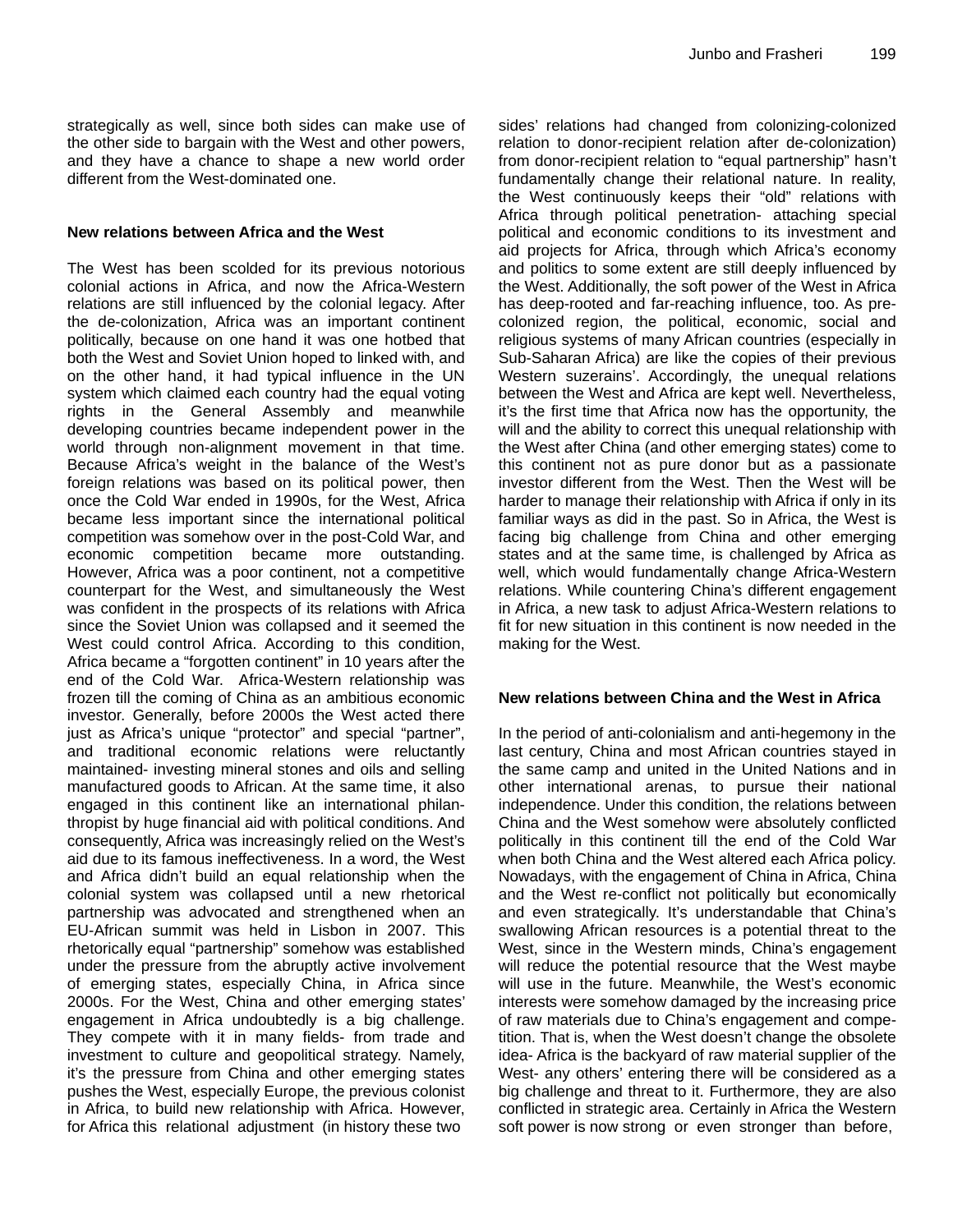strategically as well, since both sides can make use of the other side to bargain with the West and other powers, and they have a chance to shape a new world order different from the West-dominated one.

## New relations between Africa and the West

The West has been scolded for its previous notorious colonial actions in Africa, and now the Africa-Western relations are still influenced by the colonial legacy. After the de-colonization, Africa was an important continent politically, because on one hand it was one hotbed that both the West and Soviet Union hoped to linked with, and on the other hand, it had typical influence in the UN system which claimed each country had the equal voting rights in the General Assembly and meanwhile developing countries became independent power in the world through non-alignment movement in that time. Because Africa's weight in the balance of the West's foreign relations was based on its political power, then once the Cold War ended in 1990s, for the West, Africa became less important since the international political competition was somehow over in the post-Cold War, and economic competition became more outstanding. However, Africa was a poor continent, not a competitive counterpart for the West, and simultaneously the West was confident in the prospects of its relations with Africa since the Soviet Union was collapsed and it seemed the West could control Africa. According to this condition, Africa became a "forgotten continent" in 10 years after the end of the Cold War. Africa-Western relationship was frozen till the coming of China as an ambitious economic investor. Generally, before 2000s the West acted there just as Africa's unique "protector" and special "partner", and traditional economic relations were reluctantly maintained- investing mineral stones and oils and selling manufactured goods to African. At the same time, it also engaged in this continent like an international philanthropist by huge financial aid with political conditions. And consequently, Africa was increasingly relied on the West's aid due to its famous ineffectiveness. In a word, the West and Africa didn't build an equal relationship when the colonial system was collapsed until a new rhetorical partnership was advocated and strengthened when an EU-African summit was held in Lisbon in 2007. This rhetorically equal "partnership" somehow was established under the pressure from the abruptly active involvement of emerging states, especially China, in Africa since 2000s. For the West, China and other emerging states' engagement in Africa undoubtedly is a big challenge. They compete with it in many fields- from trade and investment to culture and geopolitical strategy. Namely, it's the pressure from China and other emerging states pushes the West, especially Europe, the previous colonist in Africa, to build new relationship with Africa. However, for Africa this relational adjustment (in history these two sides' relations had changed from colonizing-colonized relation to donor-recipient relation after de-colonization) from donor-recipient relation to "equal partnership" hasn't fundamentally change their relational nature. In reality, the West continuously keeps their "old" relations with Africa through political penetration- attaching special political and economic conditions to its investment and aid projects for Africa, through which Africa's economy and politics to some extent are still deeply influenced by the West. Additionally, the soft power of the West in Africa has deep-rooted and far-reaching influence, too. As pre-colonized region, the political, economic, social and religious systems of many African countries (especially in Sub-Saharan Africa) are like the copies of their previous Western suzerains'. Accordingly, the unequal relations between the West and Africa are kept well. Nevertheless, it's the first time that Africa now has the opportunity, the will and the ability to correct this unequal relationship with the West after China (and other emerging states) come to this continent not as pure donor but as a passionate investor different from the West. Then the West will be harder to manage their relationship with Africa if only in its familiar ways as did in the past. So in Africa, the West is facing big challenge from China and other emerging states and at the same time, is challenged by Africa as well, which would fundamentally change Africa-Western relations. While countering China's different engagement in Africa, a new task to adjust Africa-Western relations to fit for new situation in this continent is now needed in the making for the West.

## New relations between China and the West in Africa

In the period of anti-colonialism and anti-hegemony in the last century, China and most African countries stayed in the same camp and united in the United Nations and in other international arenas, to pursue their national independence. Under this condition, the relations between China and the West somehow were absolutely conflicted politically in this continent till the end of the Cold War when both China and the West altered each Africa policy. Nowadays, with the engagement of China in Africa, China and the West re-conflict not politically but economically and even strategically. It's understandable that China's swallowing African resources is a potential threat to the West, since in the Western minds, China's engagement will reduce the potential resource that the West maybe will use in the future. Meanwhile, the West's economic interests were somehow damaged by the increasing price of raw materials due to China's engagement and competition. That is, when the West doesn't change the obsolete idea- Africa is the backyard of raw material supplier of the West- any others' entering there will be considered as a big challenge and threat to it. Furthermore, they are also conflicted in strategic area. Certainly in Africa the Western soft power is now strong or even stronger than before,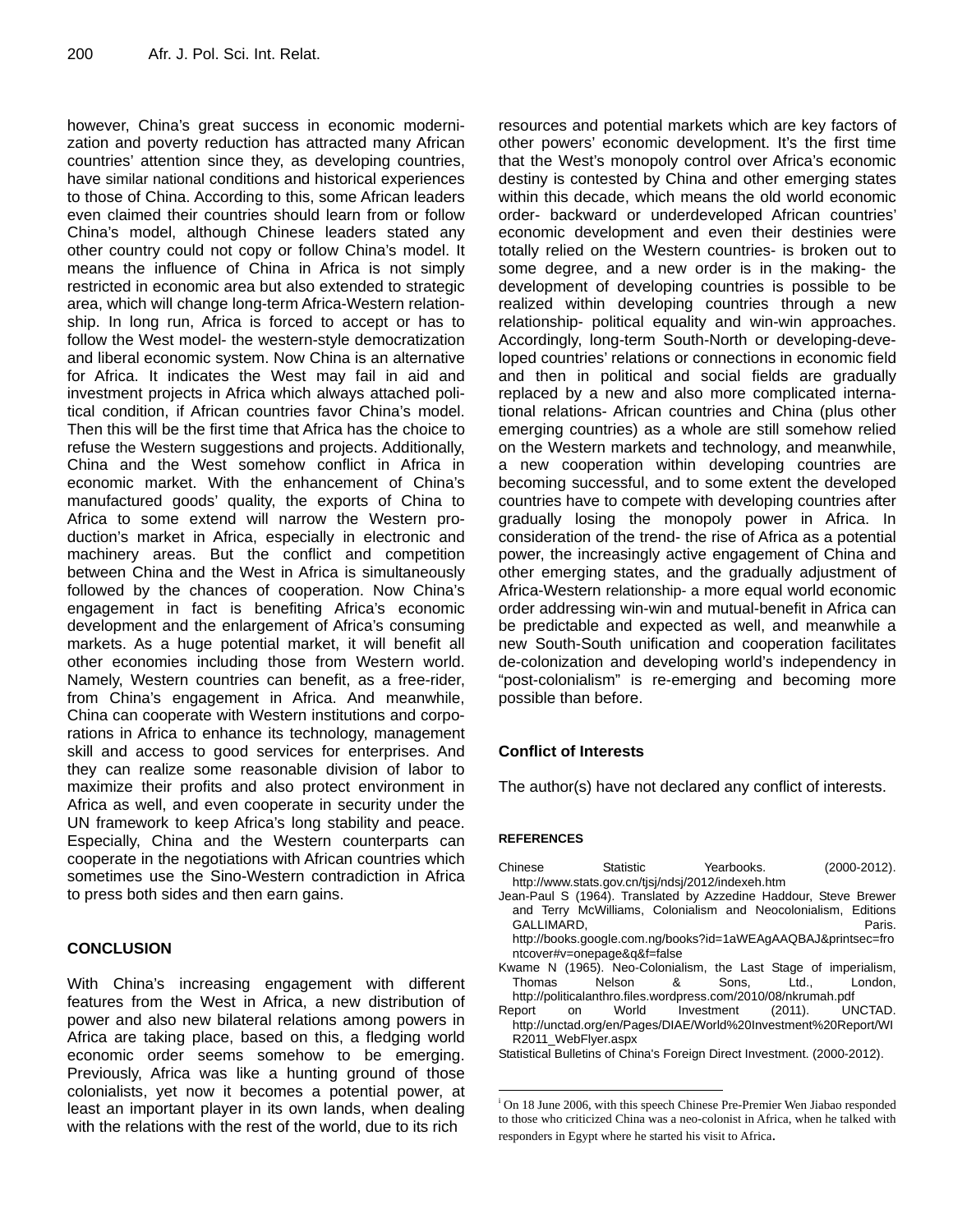however, China's great success in economic modernization and poverty reduction has attracted many African countries' attention since they, as developing countries, have similar national conditions and historical experiences to those of China. According to this, some African leaders even claimed their countries should learn from or follow China's model, although Chinese leaders stated any other country could not copy or follow China's model. It means the influence of China in Africa is not simply restricted in economic area but also extended to strategic area, which will change long-term Africa-Western relationship. In long run, Africa is forced to accept or has to follow the West model- the western-style democratization and liberal economic system. Now China is an alternative for Africa. It indicates the West may fail in aid and investment projects in Africa which always attached political condition, if African countries favor China's model. Then this will be the first time that Africa has the choice to refuse the Western suggestions and projects. Additionally, China and the West somehow conflict in Africa in economic market. With the enhancement of China's manufactured goods' quality, the exports of China to Africa to some extend will narrow the Western production's market in Africa, especially in electronic and machinery areas. But the conflict and competition between China and the West in Africa is simultaneously followed by the chances of cooperation. Now China's engagement in fact is benefiting Africa's economic development and the enlargement of Africa's consuming markets. As a huge potential market, it will benefit all other economies including those from Western world. Namely, Western countries can benefit, as a free-rider, from China's engagement in Africa. And meanwhile, China can cooperate with Western institutions and corporations in Africa to enhance its technology, management skill and access to good services for enterprises. And they can realize some reasonable division of labor to maximize their profits and also protect environment in Africa as well, and even cooperate in security under the UN framework to keep Africa's long stability and peace. Especially, China and the Western counterparts can cooperate in the negotiations with African countries which sometimes use the Sino-Western contradiction in Africa to press both sides and then earn gains.

## CONCLUSION

With China's increasing engagement with different features from the West in Africa, a new distribution of power and also new bilateral relations among powers in Africa are taking place, based on this, a fledgling world economic order seems somehow to be emerging. Previously, Africa was like a hunting ground of those colonialists, yet now it becomes a potential power, at least an important player in its own lands, when dealing with the relations with the rest of the world, due to its rich resources and potential markets which are key factors of other powers' economic development. It's the first time that the West's monopoly control over Africa's economic destiny is contested by China and other emerging states within this decade, which means the old world economic order- backward or underdeveloped African countries' economic development and even their destinies were totally relied on the Western countries- is broken out to some degree, and a new order is in the making- the development of developing countries is possible to be realized within developing countries through a new relationship- political equality and win-win approaches. Accordingly, long-term South-North or developing-developed countries' relations or connections in economic field and then in political and social fields are gradually replaced by a new and also more complicated international relations- African countries and China (plus other emerging countries) as a whole are still somehow relied on the Western markets and technology, and meanwhile, a new cooperation within developing countries are becoming successful, and to some extent the developed countries have to compete with developing countries after gradually losing the monopoly power in Africa. In consideration of the trend- the rise of Africa as a potential power, the increasingly active engagement of China and other emerging states, and the gradually adjustment of Africa-Western relationship- a more equal world economic order addressing win-win and mutual-benefit in Africa can be predictable and expected as well, and meanwhile a new South-South unification and cooperation facilitates de-colonization and developing world's independency in "post-colonialism" is re-emerging and becoming more possible than before.

### Conflict of Interests

The author(s) have not declared any conflict of interests.

#### REFERENCES

Chinese Statistic Yearbooks. (2000-2012). http://www.stats.gov.cn/tjsj/ndsj/2012/indexeh.htm

Jean-Paul S (1964). Translated by Azzedine Haddour, Steve Brewer and Terry McWilliams, Colonialism and Neocolonialism, Editions GALLIMARD, Paris. http://books.google.com.ng/books?id=1aWEAgAAQBAJ&printsec=frontcover#v=onepage&q&f=false

Kwame N (1965). Neo-Colonialism, the Last Stage of imperialism, Thomas Nelson & Sons, Ltd., London, http://politicalanthro.files.wordpress.com/2010/08/nkrumah.pdf

Report on World Investment (2011). UNCTAD. http://unctad.org/en/Pages/DIAE/World%20Investment%20Report/WIR2011_WebFlyer.aspx

Statistical Bulletins of China's Foreign Direct Investment. (2000-2012).

---

[i] On 18 June 2006, with this speech Chinese Pre-Premier Wen Jiabao responded to those who criticized China was a neo-colonist in Africa, when he talked with responders in Egypt where he started his visit to Africa.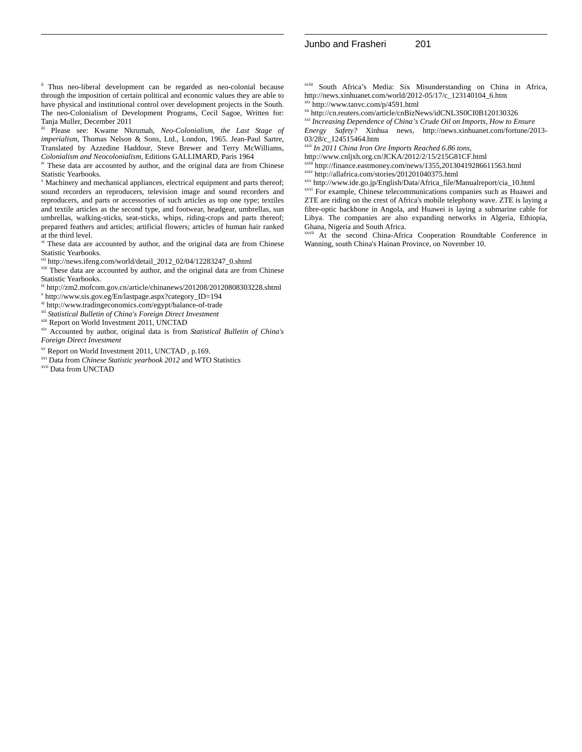[ii] Thus neo-liberal development can be regarded as neo-colonial because through the imposition of certain political and economic values they are able to have physical and institutional control over development projects in the South. The neo-Colonialism of Development Programs, Cecil Sagoe, Written for: Tanja Muller, December 2011

[iii] Please see: Kwame Nkrumah, *Neo-Colonialism, the Last Stage of imperialism*, Thomas Nelson & Sons, Ltd., London, 1965. Jean-Paul Sartre, Translated by Azzedine Haddour, Steve Brewer and Terry McWilliams, *Colonialism and Neocolonialism*, Editions GALLIMARD, Paris 1964

[iv] These data are accounted by author, and the original data are from Chinese Statistic Yearbooks.

[v] Machinery and mechanical appliances, electrical equipment and parts thereof; sound recorders an reproducers, television image and sound recorders and reproducers, and parts or accessories of such articles as top one type; textiles and textile articles as the second type, and footwear, headgear, umbrellas, sun umbrellas, walking-sticks, seat-sticks, whips, riding-crops and parts thereof; prepared feathers and articles; artificial flowers; articles of human hair ranked at the third level.

[vi] These data are accounted by author, and the original data are from Chinese Statistic Yearbooks.

[vii] http://news.ifeng.com/world/detail_2012_02/04/12283247_0.shtml

[viii] These data are accounted by author, and the original data are from Chinese Statistic Yearbooks.

[ix] http://zm2.mofcom.gov.cn/article/chinanews/201208/20120808303228.shtml

[x] http://www.sis.gov.eg/En/lastpage.aspx?category_ID=194

[xi] http://www.tradingeconomics.com/egypt/balance-of-trade

[xii] *Statistical Bulletin of China's Foreign Direct Investment*

[xiii] Report on World Investment 2011, UNCTAD

[xiv] Accounted by author, original data is from *Statistical Bulletin of China's Foreign Direct Investment*

[xv] Report on World Investment 2011, UNCTAD , p.169.

[xvi] Data from *Chinese Statistic yearbook 2012* and WTO Statistics

[xvii] Data from UNCTAD

[xviii] South Africa's Media: Six Misunderstanding on China in Africa, http://news.xinhuanet.com/world/2012-05/17/c_123140104_6.htm

[xix] http://www.tanvc.com/p/4591.html

[xx] http://cn.reuters.com/article/cnBizNews/idCNL3S0CI0B120130326

[xxi] *Increasing Dependence of China's Crude Oil on Imports, How to Ensure Energy Safety?* Xinhua news, http://news.xinhuanet.com/fortune/2013-03/28/c_124515464.htm

[xxii] *In 2011 China Iron Ore Imports Reached 6.86 tons*, http://www.cnljxh.org.cn/JCKA/2012/2/15/215G81CF.html

[xxiii] http://finance.eastmoney.com/news/1355,20130419286611563.html

[xxiv] http://allafrica.com/stories/201201040375.html

[xxv] http://www.ide.go.jp/English/Data/Africa_file/Manualreport/cia_10.html

[xxvi] For example, Chinese telecommunications companies such as Huawei and ZTE are riding on the crest of Africa's mobile telephony wave. ZTE is laying a fibre-optic backbone in Angola, and Huawei is laying a submarine cable for Libya. The companies are also expanding networks in Algeria, Ethiopia, Ghana, Nigeria and South Africa.

[xxvii] At the second China-Africa Cooperation Roundtable Conference in Wanning, south China's Hainan Province, on November 10.